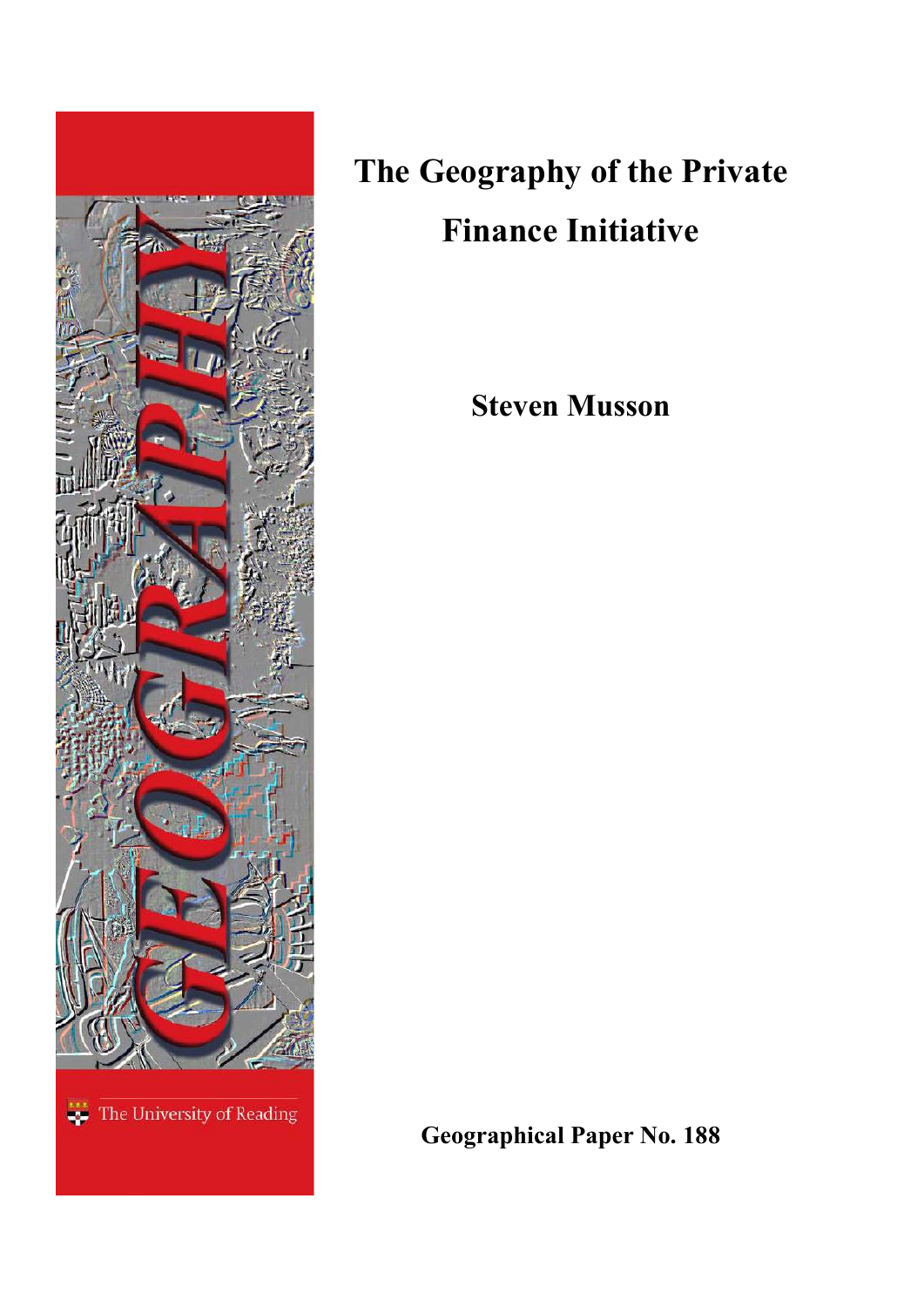# The Geography of the Private Finance Initiative

**Steven Musson**

**Geographical Paper No. 188**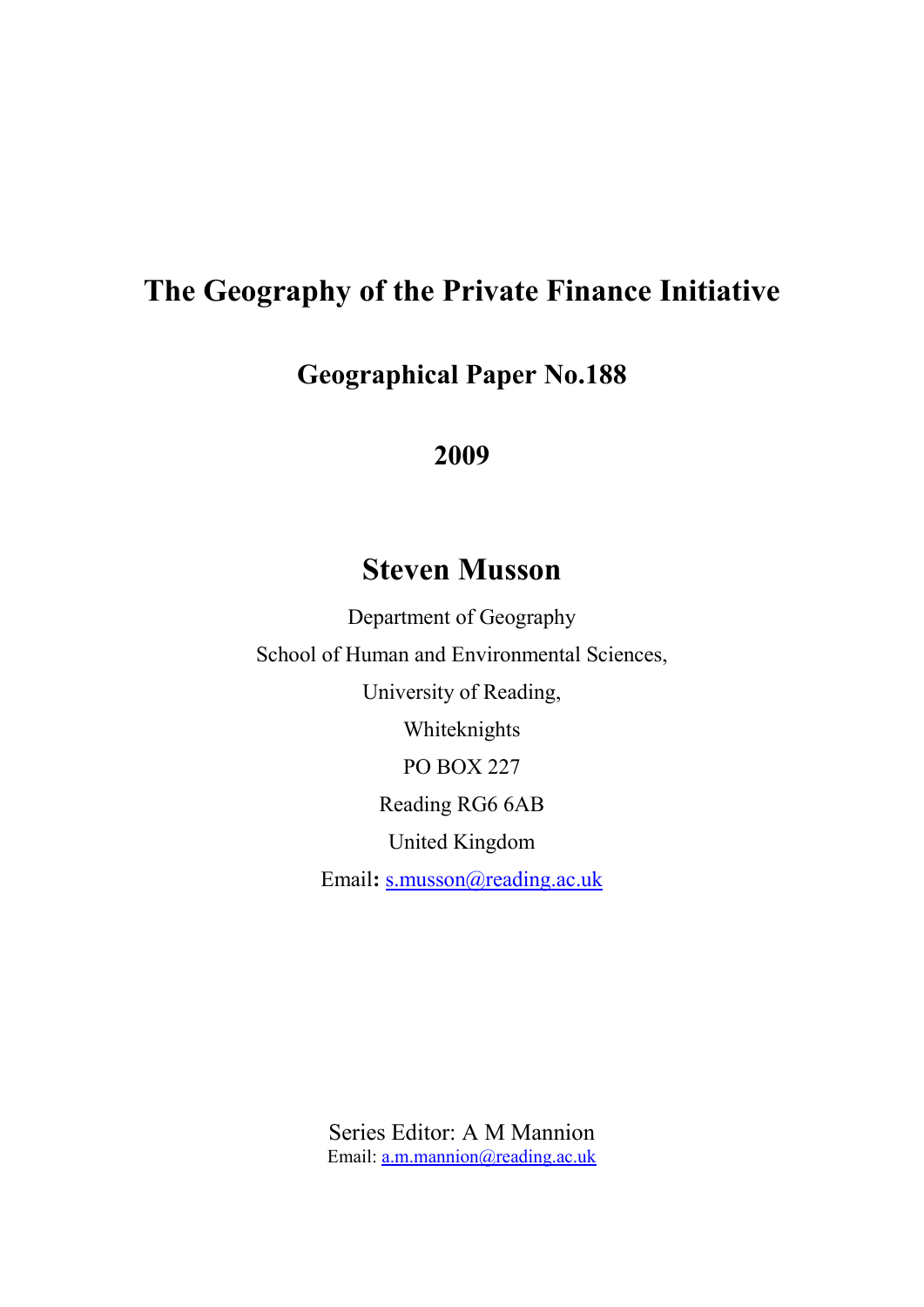# The Geography of the Private Finance Initiative

## Geographical Paper No.188

## 2009

## Steven Musson

Department of Geography

School of Human and Environmental Sciences,

University of Reading,

Whiteknights

PO BOX 227

Reading RG6 6AB

United Kingdom

Email**:** s.musson@reading.ac.uk

Series Editor: A M Mannion

Email: a.m.mannion@reading.ac.uk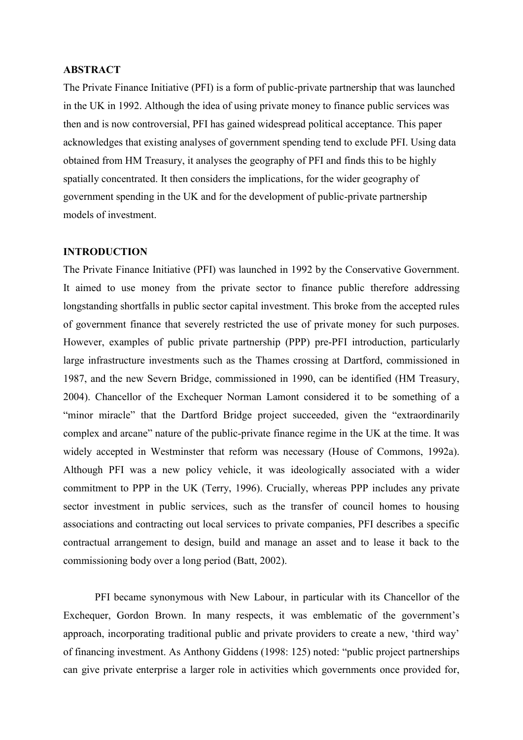## ABSTRACT

The Private Finance Initiative (PFI) is a form of public-private partnership that was launched in the UK in 1992. Although the idea of using private money to finance public services was then and is now controversial, PFI has gained widespread political acceptance. This paper acknowledges that existing analyses of government spending tend to exclude PFI. Using data obtained from HM Treasury, it analyses the geography of PFI and finds this to be highly spatially concentrated. It then considers the implications, for the wider geography of government spending in the UK and for the development of public-private partnership models of investment.

## INTRODUCTION

The Private Finance Initiative (PFI) was launched in 1992 by the Conservative Government. It aimed to use money from the private sector to finance public therefore addressing longstanding shortfalls in public sector capital investment. This broke from the accepted rules of government finance that severely restricted the use of private money for such purposes. However, examples of public private partnership (PPP) pre-PFI introduction, particularly large infrastructure investments such as the Thames crossing at Dartford, commissioned in 1987, and the new Severn Bridge, commissioned in 1990, can be identified (HM Treasury, 2004). Chancellor of the Exchequer Norman Lamont considered it to be something of a "minor miracle" that the Dartford Bridge project succeeded, given the "extraordinarily complex and arcane" nature of the public-private finance regime in the UK at the time. It was widely accepted in Westminster that reform was necessary (House of Commons, 1992a). Although PFI was a new policy vehicle, it was ideologically associated with a wider commitment to PPP in the UK (Terry, 1996). Crucially, whereas PPP includes any private sector investment in public services, such as the transfer of council homes to housing associations and contracting out local services to private companies, PFI describes a specific contractual arrangement to design, build and manage an asset and to lease it back to the commissioning body over a long period (Batt, 2002).

PFI became synonymous with New Labour, in particular with its Chancellor of the Exchequer, Gordon Brown. In many respects, it was emblematic of the government's approach, incorporating traditional public and private providers to create a new, 'third way' of financing investment. As Anthony Giddens (1998: 125) noted: "public project partnerships can give private enterprise a larger role in activities which governments once provided for,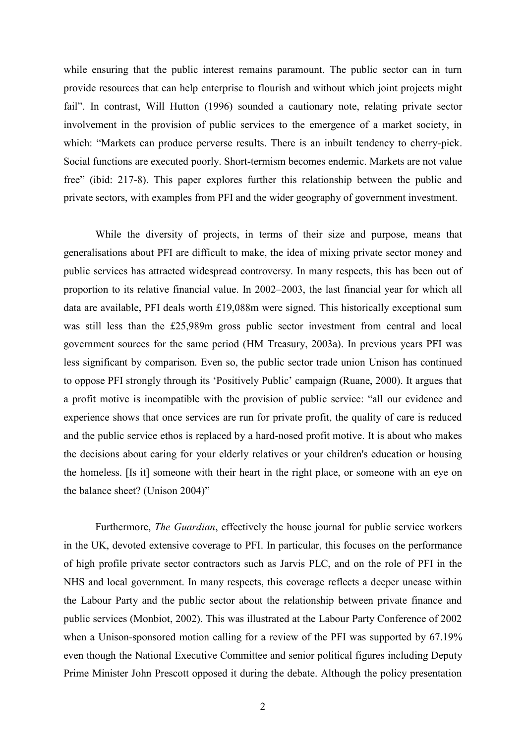while ensuring that the public interest remains paramount. The public sector can in turn provide resources that can help enterprise to flourish and without which joint projects might fail". In contrast, Will Hutton (1996) sounded a cautionary note, relating private sector involvement in the provision of public services to the emergence of a market society, in which: "Markets can produce perverse results. There is an inbuilt tendency to cherry-pick. Social functions are executed poorly. Short-termism becomes endemic. Markets are not value free" (ibid: 217-8). This paper explores further this relationship between the public and private sectors, with examples from PFI and the wider geography of government investment.

While the diversity of projects, in terms of their size and purpose, means that generalisations about PFI are difficult to make, the idea of mixing private sector money and public services has attracted widespread controversy. In many respects, this has been out of proportion to its relative financial value. In 2002–2003, the last financial year for which all data are available, PFI deals worth £19,088m were signed. This historically exceptional sum was still less than the £25,989m gross public sector investment from central and local government sources for the same period (HM Treasury, 2003a). In previous years PFI was less significant by comparison. Even so, the public sector trade union Unison has continued to oppose PFI strongly through its 'Positively Public' campaign (Ruane, 2000). It argues that a profit motive is incompatible with the provision of public service: "all our evidence and experience shows that once services are run for private profit, the quality of care is reduced and the public service ethos is replaced by a hard-nosed profit motive. It is about who makes the decisions about caring for your elderly relatives or your children's education or housing the homeless. [Is it] someone with their heart in the right place, or someone with an eye on the balance sheet? (Unison 2004)"

Furthermore, *The Guardian*, effectively the house journal for public service workers in the UK, devoted extensive coverage to PFI. In particular, this focuses on the performance of high profile private sector contractors such as Jarvis PLC, and on the role of PFI in the NHS and local government. In many respects, this coverage reflects a deeper unease within the Labour Party and the public sector about the relationship between private finance and public services (Monbiot, 2002). This was illustrated at the Labour Party Conference of 2002 when a Unison-sponsored motion calling for a review of the PFI was supported by 67.19% even though the National Executive Committee and senior political figures including Deputy Prime Minister John Prescott opposed it during the debate. Although the policy presentation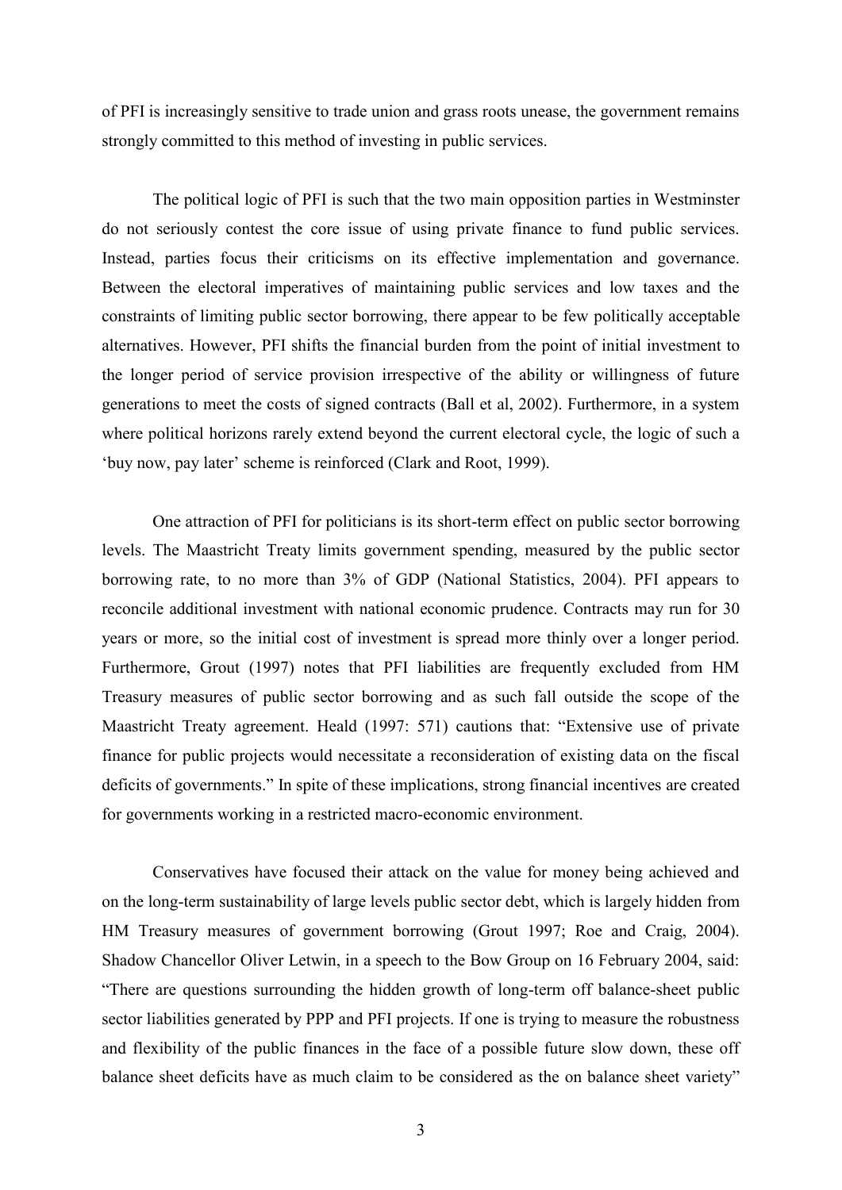of PFI is increasingly sensitive to trade union and grass roots unease, the government remains strongly committed to this method of investing in public services.

The political logic of PFI is such that the two main opposition parties in Westminster do not seriously contest the core issue of using private finance to fund public services. Instead, parties focus their criticisms on its effective implementation and governance. Between the electoral imperatives of maintaining public services and low taxes and the constraints of limiting public sector borrowing, there appear to be few politically acceptable alternatives. However, PFI shifts the financial burden from the point of initial investment to the longer period of service provision irrespective of the ability or willingness of future generations to meet the costs of signed contracts (Ball et al, 2002). Furthermore, in a system where political horizons rarely extend beyond the current electoral cycle, the logic of such a 'buy now, pay later' scheme is reinforced (Clark and Root, 1999).

One attraction of PFI for politicians is its short-term effect on public sector borrowing levels. The Maastricht Treaty limits government spending, measured by the public sector borrowing rate, to no more than 3% of GDP (National Statistics, 2004). PFI appears to reconcile additional investment with national economic prudence. Contracts may run for 30 years or more, so the initial cost of investment is spread more thinly over a longer period. Furthermore, Grout (1997) notes that PFI liabilities are frequently excluded from HM Treasury measures of public sector borrowing and as such fall outside the scope of the Maastricht Treaty agreement. Heald (1997: 571) cautions that: "Extensive use of private finance for public projects would necessitate a reconsideration of existing data on the fiscal deficits of governments." In spite of these implications, strong financial incentives are created for governments working in a restricted macro-economic environment.

Conservatives have focused their attack on the value for money being achieved and on the long-term sustainability of large levels public sector debt, which is largely hidden from HM Treasury measures of government borrowing (Grout 1997; Roe and Craig, 2004). Shadow Chancellor Oliver Letwin, in a speech to the Bow Group on 16 February 2004, said: "There are questions surrounding the hidden growth of long-term off balance-sheet public sector liabilities generated by PPP and PFI projects. If one is trying to measure the robustness and flexibility of the public finances in the face of a possible future slow down, these off balance sheet deficits have as much claim to be considered as the on balance sheet variety"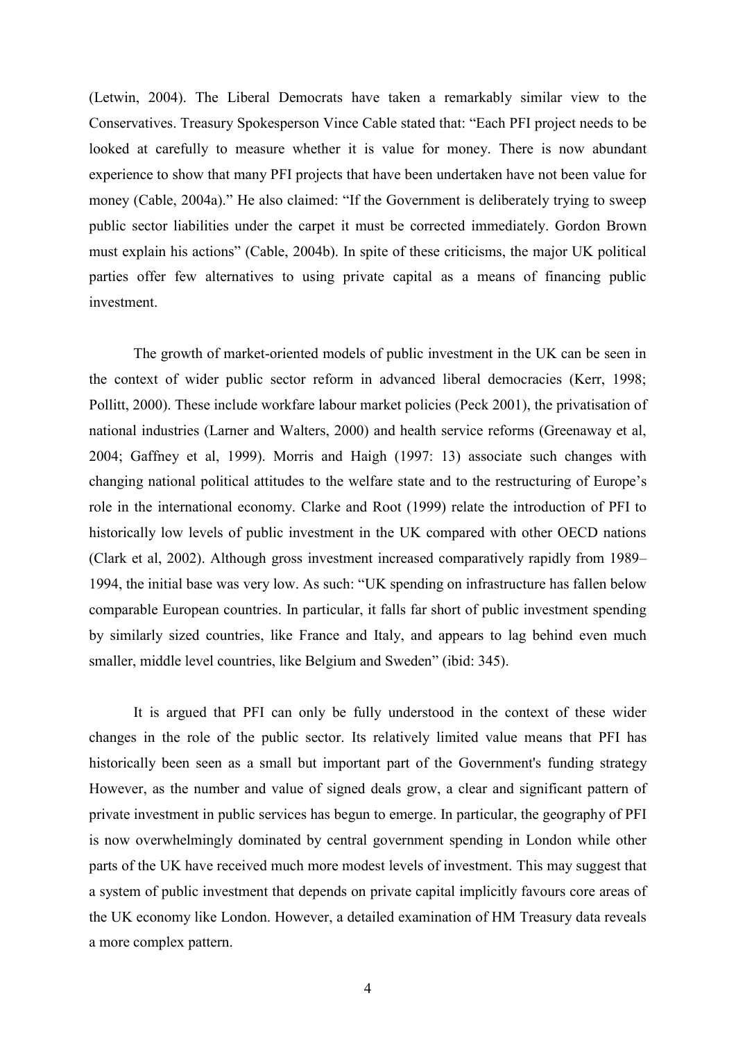(Letwin, 2004). The Liberal Democrats have taken a remarkably similar view to the Conservatives. Treasury Spokesperson Vince Cable stated that: "Each PFI project needs to be looked at carefully to measure whether it is value for money. There is now abundant experience to show that many PFI projects that have been undertaken have not been value for money (Cable, 2004a)." He also claimed: "If the Government is deliberately trying to sweep public sector liabilities under the carpet it must be corrected immediately. Gordon Brown must explain his actions" (Cable, 2004b). In spite of these criticisms, the major UK political parties offer few alternatives to using private capital as a means of financing public investment.

The growth of market-oriented models of public investment in the UK can be seen in the context of wider public sector reform in advanced liberal democracies (Kerr, 1998; Pollitt, 2000). These include workfare labour market policies (Peck 2001), the privatisation of national industries (Larner and Walters, 2000) and health service reforms (Greenaway et al, 2004; Gaffney et al, 1999). Morris and Haigh (1997: 13) associate such changes with changing national political attitudes to the welfare state and to the restructuring of Europe's role in the international economy. Clarke and Root (1999) relate the introduction of PFI to historically low levels of public investment in the UK compared with other OECD nations (Clark et al, 2002). Although gross investment increased comparatively rapidly from 1989–1994, the initial base was very low. As such: "UK spending on infrastructure has fallen below comparable European countries. In particular, it falls far short of public investment spending by similarly sized countries, like France and Italy, and appears to lag behind even much smaller, middle level countries, like Belgium and Sweden" (ibid: 345).

It is argued that PFI can only be fully understood in the context of these wider changes in the role of the public sector. Its relatively limited value means that PFI has historically been seen as a small but important part of the Government's funding strategy However, as the number and value of signed deals grow, a clear and significant pattern of private investment in public services has begun to emerge. In particular, the geography of PFI is now overwhelmingly dominated by central government spending in London while other parts of the UK have received much more modest levels of investment. This may suggest that a system of public investment that depends on private capital implicitly favours core areas of the UK economy like London. However, a detailed examination of HM Treasury data reveals a more complex pattern.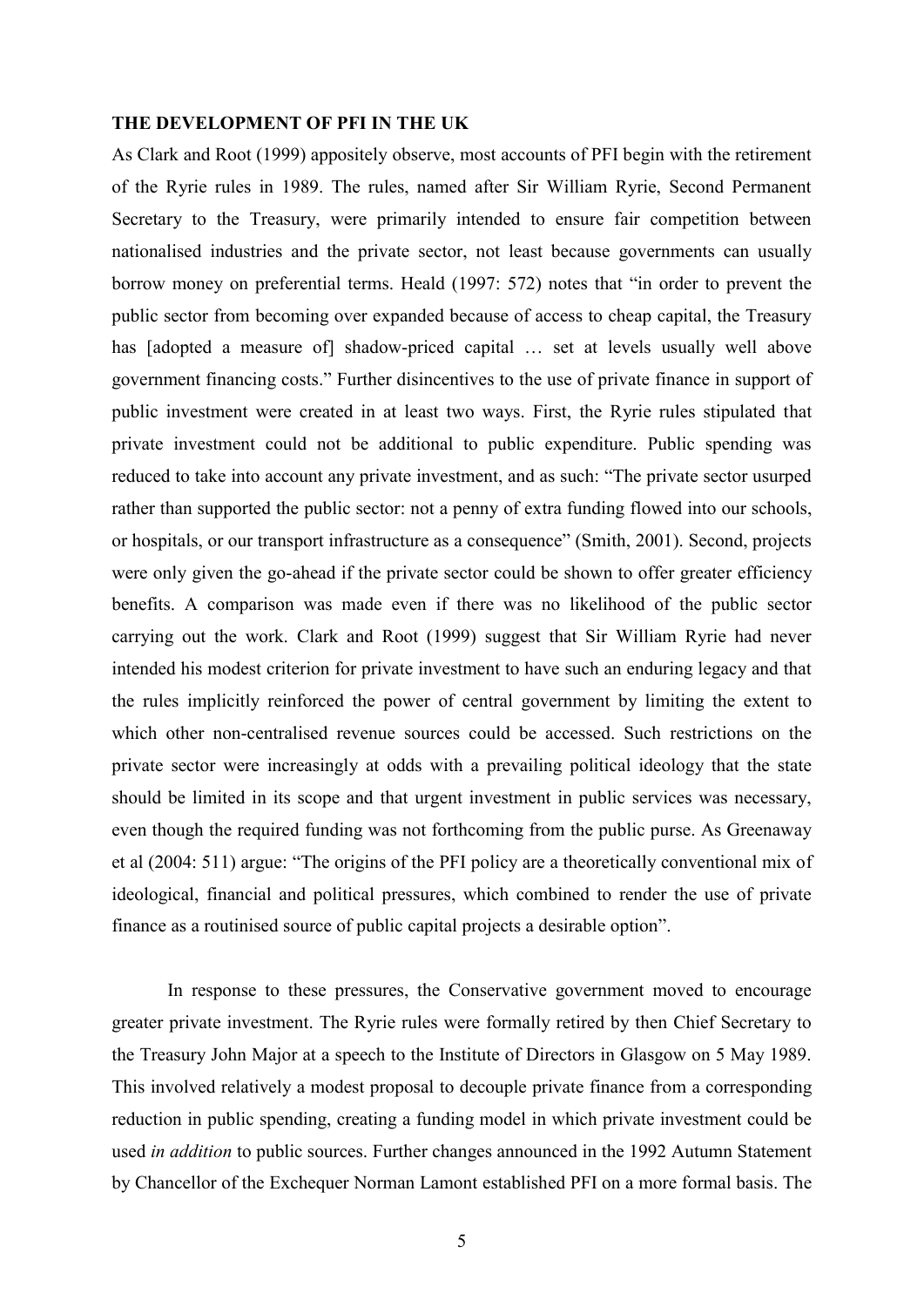## THE DEVELOPMENT OF PFI IN THE UK

As Clark and Root (1999) appositely observe, most accounts of PFI begin with the retirement of the Ryrie rules in 1989. The rules, named after Sir William Ryrie, Second Permanent Secretary to the Treasury, were primarily intended to ensure fair competition between nationalised industries and the private sector, not least because governments can usually borrow money on preferential terms. Heald (1997: 572) notes that "in order to prevent the public sector from becoming over expanded because of access to cheap capital, the Treasury has [adopted a measure of] shadow-priced capital … set at levels usually well above government financing costs." Further disincentives to the use of private finance in support of public investment were created in at least two ways. First, the Ryrie rules stipulated that private investment could not be additional to public expenditure. Public spending was reduced to take into account any private investment, and as such: "The private sector usurped rather than supported the public sector: not a penny of extra funding flowed into our schools, or hospitals, or our transport infrastructure as a consequence" (Smith, 2001). Second, projects were only given the go-ahead if the private sector could be shown to offer greater efficiency benefits. A comparison was made even if there was no likelihood of the public sector carrying out the work. Clark and Root (1999) suggest that Sir William Ryrie had never intended his modest criterion for private investment to have such an enduring legacy and that the rules implicitly reinforced the power of central government by limiting the extent to which other non-centralised revenue sources could be accessed. Such restrictions on the private sector were increasingly at odds with a prevailing political ideology that the state should be limited in its scope and that urgent investment in public services was necessary, even though the required funding was not forthcoming from the public purse. As Greenaway et al (2004: 511) argue: "The origins of the PFI policy are a theoretically conventional mix of ideological, financial and political pressures, which combined to render the use of private finance as a routinised source of public capital projects a desirable option".

In response to these pressures, the Conservative government moved to encourage greater private investment. The Ryrie rules were formally retired by then Chief Secretary to the Treasury John Major at a speech to the Institute of Directors in Glasgow on 5 May 1989. This involved relatively a modest proposal to decouple private finance from a corresponding reduction in public spending, creating a funding model in which private investment could be used *in addition* to public sources. Further changes announced in the 1992 Autumn Statement by Chancellor of the Exchequer Norman Lamont established PFI on a more formal basis. The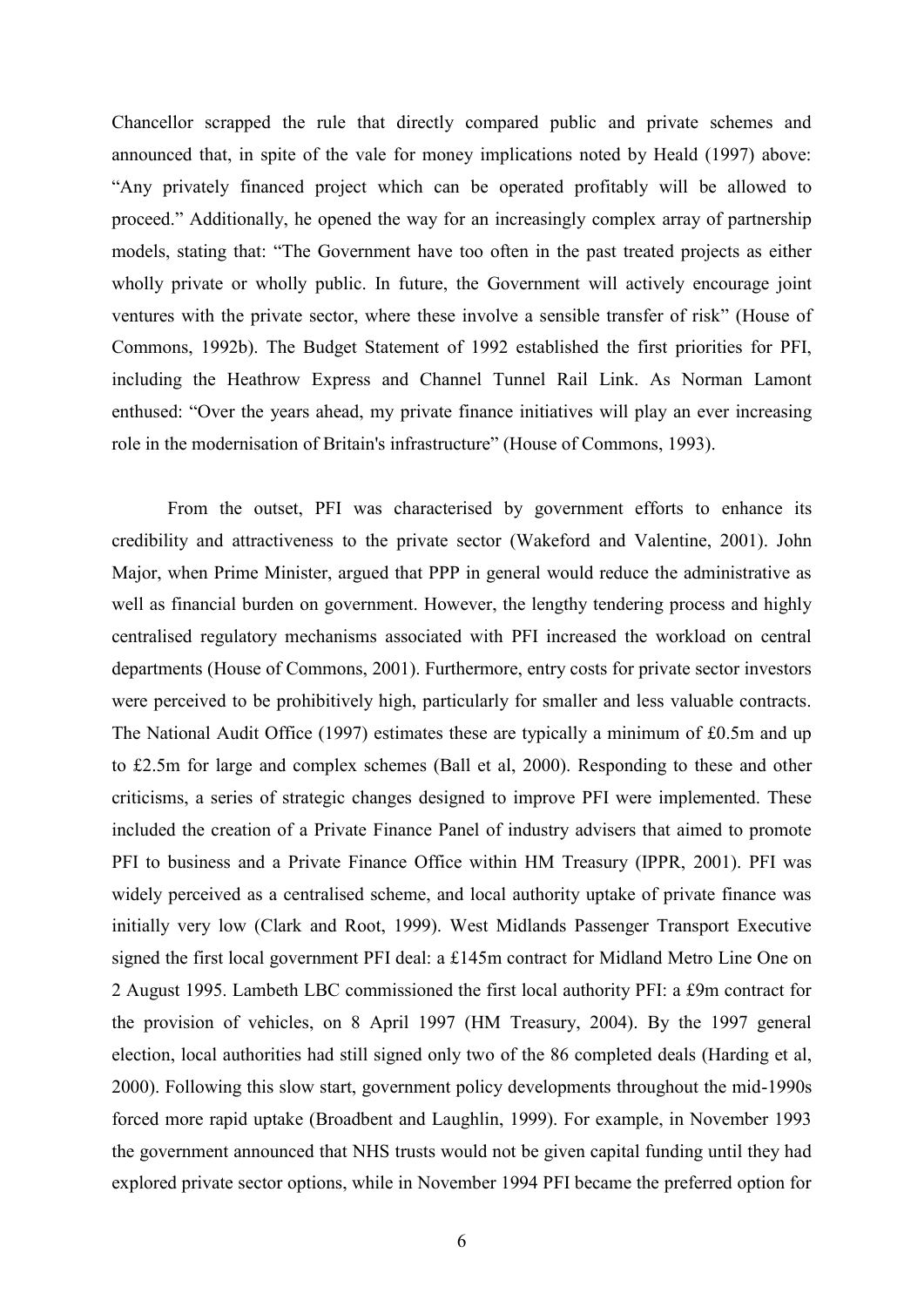Chancellor scrapped the rule that directly compared public and private schemes and announced that, in spite of the vale for money implications noted by Heald (1997) above: "Any privately financed project which can be operated profitably will be allowed to proceed." Additionally, he opened the way for an increasingly complex array of partnership models, stating that: "The Government have too often in the past treated projects as either wholly private or wholly public. In future, the Government will actively encourage joint ventures with the private sector, where these involve a sensible transfer of risk" (House of Commons, 1992b). The Budget Statement of 1992 established the first priorities for PFI, including the Heathrow Express and Channel Tunnel Rail Link. As Norman Lamont enthused: "Over the years ahead, my private finance initiatives will play an ever increasing role in the modernisation of Britain's infrastructure" (House of Commons, 1993).

From the outset, PFI was characterised by government efforts to enhance its credibility and attractiveness to the private sector (Wakeford and Valentine, 2001). John Major, when Prime Minister, argued that PPP in general would reduce the administrative as well as financial burden on government. However, the lengthy tendering process and highly centralised regulatory mechanisms associated with PFI increased the workload on central departments (House of Commons, 2001). Furthermore, entry costs for private sector investors were perceived to be prohibitively high, particularly for smaller and less valuable contracts. The National Audit Office (1997) estimates these are typically a minimum of £0.5m and up to £2.5m for large and complex schemes (Ball et al, 2000). Responding to these and other criticisms, a series of strategic changes designed to improve PFI were implemented. These included the creation of a Private Finance Panel of industry advisers that aimed to promote PFI to business and a Private Finance Office within HM Treasury (IPPR, 2001). PFI was widely perceived as a centralised scheme, and local authority uptake of private finance was initially very low (Clark and Root, 1999). West Midlands Passenger Transport Executive signed the first local government PFI deal: a £145m contract for Midland Metro Line One on 2 August 1995. Lambeth LBC commissioned the first local authority PFI: a £9m contract for the provision of vehicles, on 8 April 1997 (HM Treasury, 2004). By the 1997 general election, local authorities had still signed only two of the 86 completed deals (Harding et al, 2000). Following this slow start, government policy developments throughout the mid-1990s forced more rapid uptake (Broadbent and Laughlin, 1999). For example, in November 1993 the government announced that NHS trusts would not be given capital funding until they had explored private sector options, while in November 1994 PFI became the preferred option for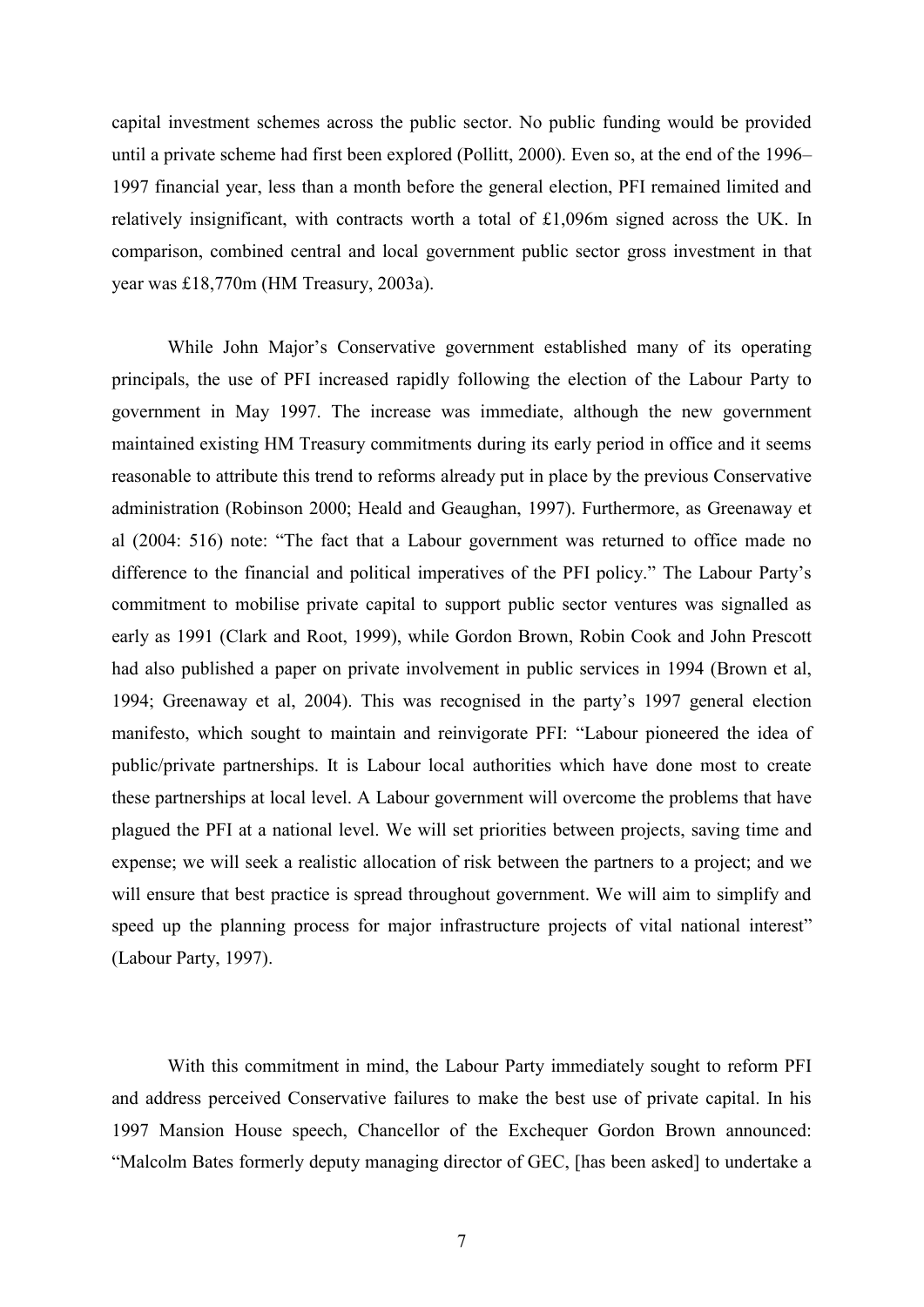capital investment schemes across the public sector. No public funding would be provided until a private scheme had first been explored (Pollitt, 2000). Even so, at the end of the 1996–1997 financial year, less than a month before the general election, PFI remained limited and relatively insignificant, with contracts worth a total of £1,096m signed across the UK. In comparison, combined central and local government public sector gross investment in that year was £18,770m (HM Treasury, 2003a).

While John Major's Conservative government established many of its operating principals, the use of PFI increased rapidly following the election of the Labour Party to government in May 1997. The increase was immediate, although the new government maintained existing HM Treasury commitments during its early period in office and it seems reasonable to attribute this trend to reforms already put in place by the previous Conservative administration (Robinson 2000; Heald and Geaughan, 1997). Furthermore, as Greenaway et al (2004: 516) note: "The fact that a Labour government was returned to office made no difference to the financial and political imperatives of the PFI policy." The Labour Party's commitment to mobilise private capital to support public sector ventures was signalled as early as 1991 (Clark and Root, 1999), while Gordon Brown, Robin Cook and John Prescott had also published a paper on private involvement in public services in 1994 (Brown et al, 1994; Greenaway et al, 2004). This was recognised in the party's 1997 general election manifesto, which sought to maintain and reinvigorate PFI: "Labour pioneered the idea of public/private partnerships. It is Labour local authorities which have done most to create these partnerships at local level. A Labour government will overcome the problems that have plagued the PFI at a national level. We will set priorities between projects, saving time and expense; we will seek a realistic allocation of risk between the partners to a project; and we will ensure that best practice is spread throughout government. We will aim to simplify and speed up the planning process for major infrastructure projects of vital national interest" (Labour Party, 1997).

With this commitment in mind, the Labour Party immediately sought to reform PFI and address perceived Conservative failures to make the best use of private capital. In his 1997 Mansion House speech, Chancellor of the Exchequer Gordon Brown announced: "Malcolm Bates formerly deputy managing director of GEC, [has been asked] to undertake a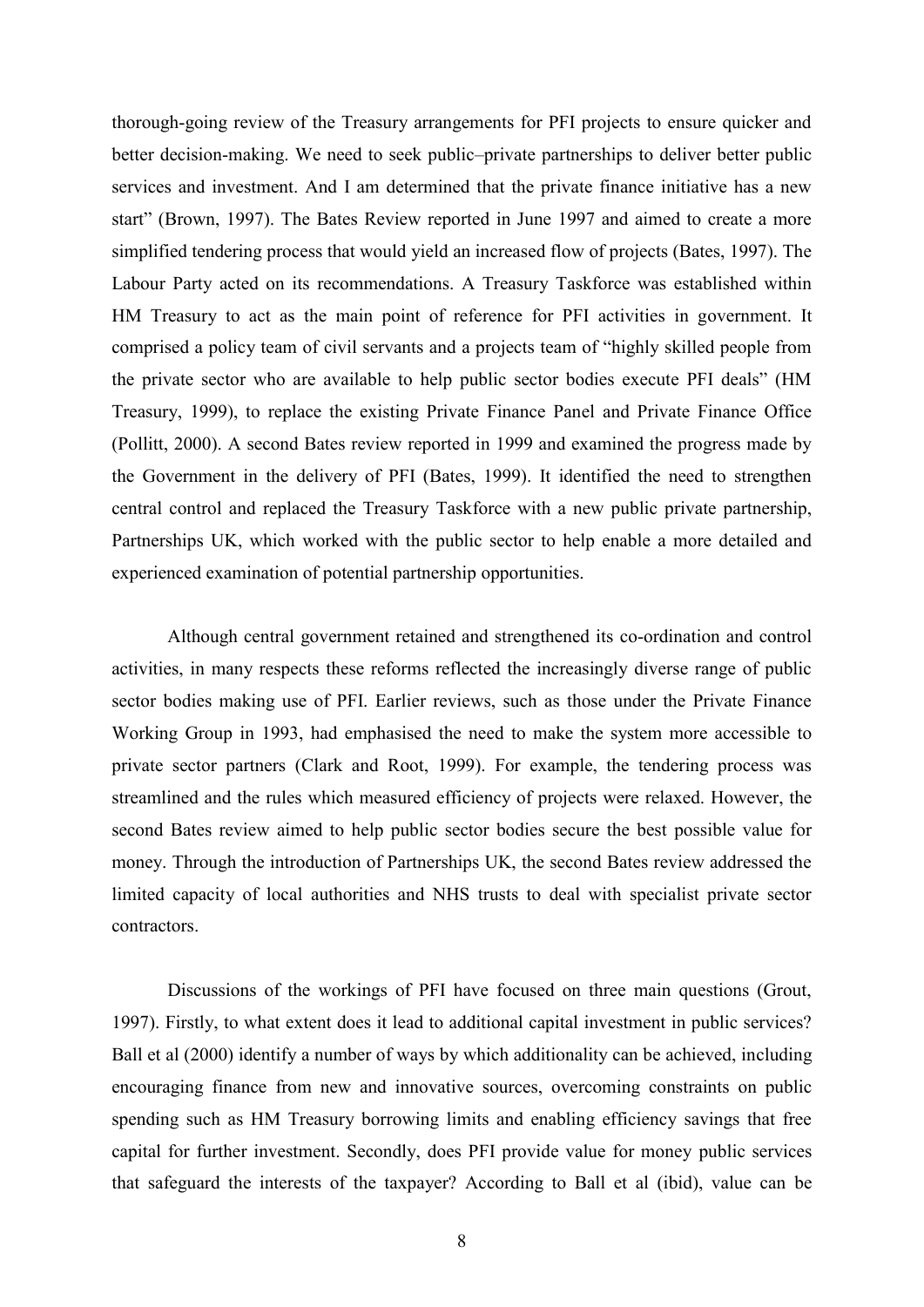thorough-going review of the Treasury arrangements for PFI projects to ensure quicker and better decision-making. We need to seek public–private partnerships to deliver better public services and investment. And I am determined that the private finance initiative has a new start" (Brown, 1997). The Bates Review reported in June 1997 and aimed to create a more simplified tendering process that would yield an increased flow of projects (Bates, 1997). The Labour Party acted on its recommendations. A Treasury Taskforce was established within HM Treasury to act as the main point of reference for PFI activities in government. It comprised a policy team of civil servants and a projects team of "highly skilled people from the private sector who are available to help public sector bodies execute PFI deals" (HM Treasury, 1999), to replace the existing Private Finance Panel and Private Finance Office (Pollitt, 2000). A second Bates review reported in 1999 and examined the progress made by the Government in the delivery of PFI (Bates, 1999). It identified the need to strengthen central control and replaced the Treasury Taskforce with a new public private partnership, Partnerships UK, which worked with the public sector to help enable a more detailed and experienced examination of potential partnership opportunities.

Although central government retained and strengthened its co-ordination and control activities, in many respects these reforms reflected the increasingly diverse range of public sector bodies making use of PFI. Earlier reviews, such as those under the Private Finance Working Group in 1993, had emphasised the need to make the system more accessible to private sector partners (Clark and Root, 1999). For example, the tendering process was streamlined and the rules which measured efficiency of projects were relaxed. However, the second Bates review aimed to help public sector bodies secure the best possible value for money. Through the introduction of Partnerships UK, the second Bates review addressed the limited capacity of local authorities and NHS trusts to deal with specialist private sector contractors.

Discussions of the workings of PFI have focused on three main questions (Grout, 1997). Firstly, to what extent does it lead to additional capital investment in public services? Ball et al (2000) identify a number of ways by which additionality can be achieved, including encouraging finance from new and innovative sources, overcoming constraints on public spending such as HM Treasury borrowing limits and enabling efficiency savings that free capital for further investment. Secondly, does PFI provide value for money public services that safeguard the interests of the taxpayer? According to Ball et al (ibid), value can be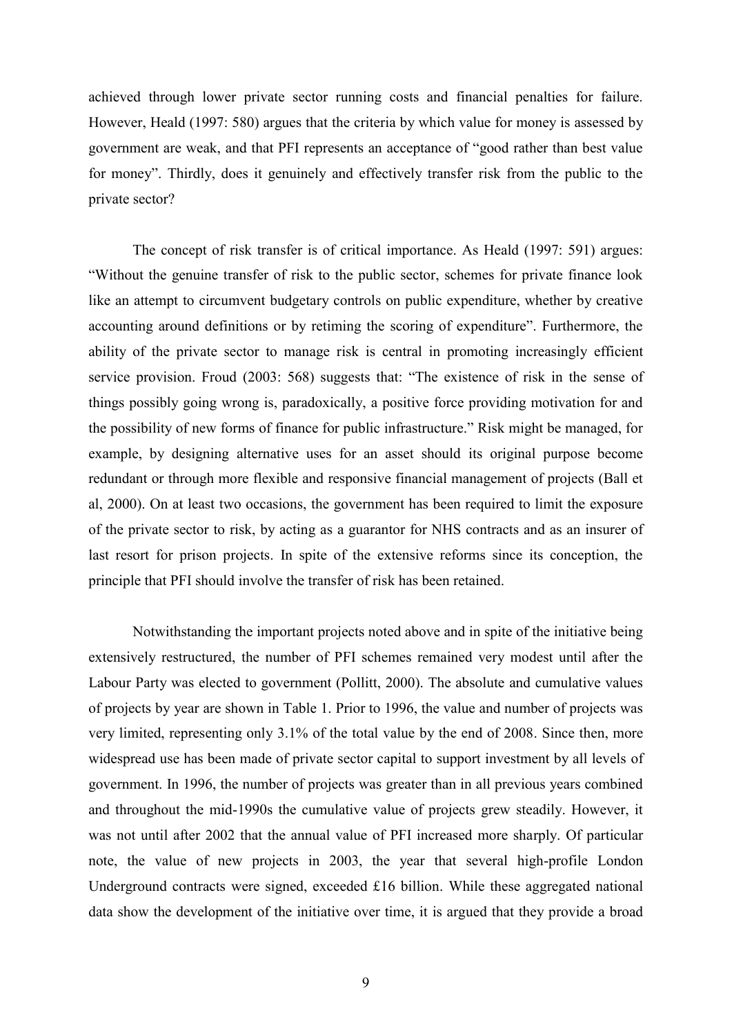achieved through lower private sector running costs and financial penalties for failure. However, Heald (1997: 580) argues that the criteria by which value for money is assessed by government are weak, and that PFI represents an acceptance of "good rather than best value for money". Thirdly, does it genuinely and effectively transfer risk from the public to the private sector?

The concept of risk transfer is of critical importance. As Heald (1997: 591) argues: "Without the genuine transfer of risk to the public sector, schemes for private finance look like an attempt to circumvent budgetary controls on public expenditure, whether by creative accounting around definitions or by retiming the scoring of expenditure". Furthermore, the ability of the private sector to manage risk is central in promoting increasingly efficient service provision. Froud (2003: 568) suggests that: "The existence of risk in the sense of things possibly going wrong is, paradoxically, a positive force providing motivation for and the possibility of new forms of finance for public infrastructure." Risk might be managed, for example, by designing alternative uses for an asset should its original purpose become redundant or through more flexible and responsive financial management of projects (Ball et al, 2000). On at least two occasions, the government has been required to limit the exposure of the private sector to risk, by acting as a guarantor for NHS contracts and as an insurer of last resort for prison projects. In spite of the extensive reforms since its conception, the principle that PFI should involve the transfer of risk has been retained.

Notwithstanding the important projects noted above and in spite of the initiative being extensively restructured, the number of PFI schemes remained very modest until after the Labour Party was elected to government (Pollitt, 2000). The absolute and cumulative values of projects by year are shown in Table 1. Prior to 1996, the value and number of projects was very limited, representing only 3.1% of the total value by the end of 2008. Since then, more widespread use has been made of private sector capital to support investment by all levels of government. In 1996, the number of projects was greater than in all previous years combined and throughout the mid-1990s the cumulative value of projects grew steadily. However, it was not until after 2002 that the annual value of PFI increased more sharply. Of particular note, the value of new projects in 2003, the year that several high-profile London Underground contracts were signed, exceeded £16 billion. While these aggregated national data show the development of the initiative over time, it is argued that they provide a broad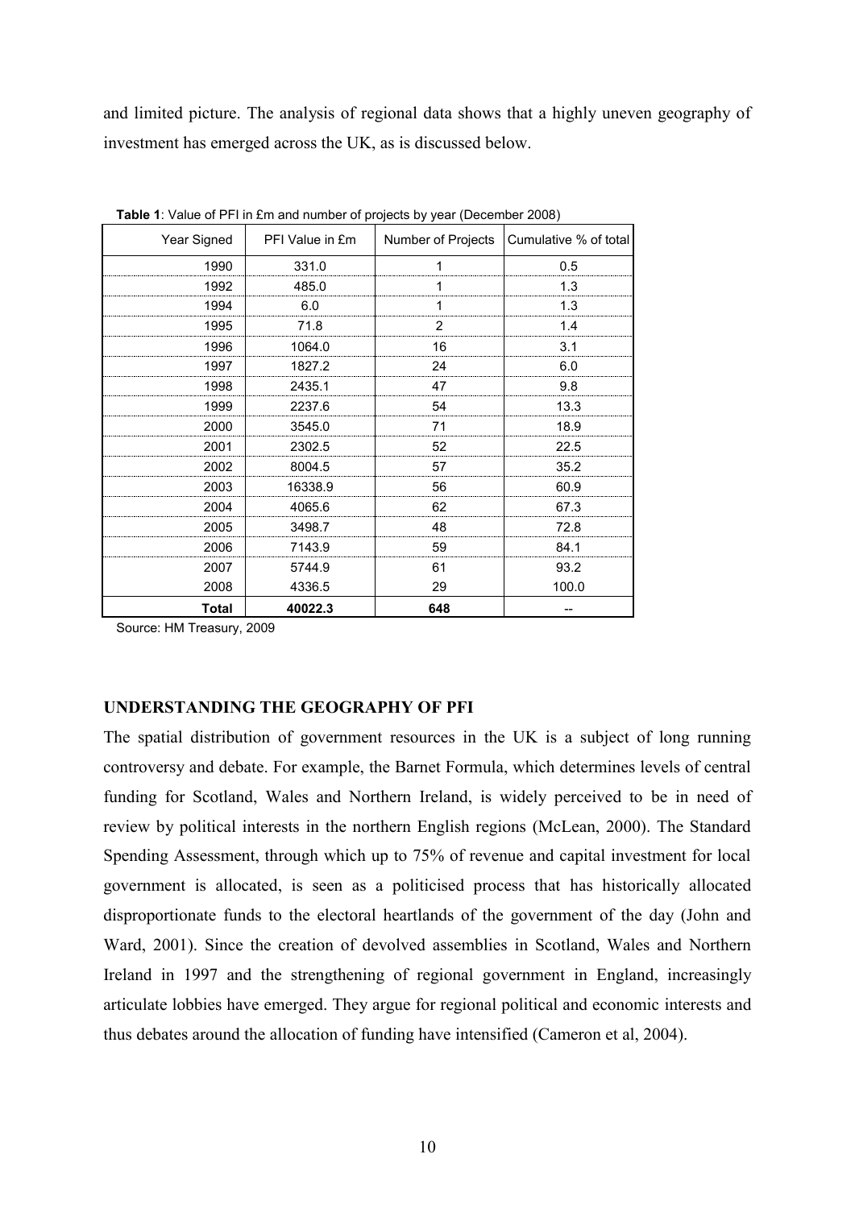and limited picture. The analysis of regional data shows that a highly uneven geography of investment has emerged across the UK, as is discussed below.

**Table 1**: Value of PFI in £m and number of projects by year (December 2008)

| Year Signed | PFI Value in £m | Number of Projects | Cumulative % of total |
|---|---|---|---|
| 1990 | 331.0 | 1 | 0.5 |
| 1992 | 485.0 | 1 | 1.3 |
| 1994 | 6.0 | 1 | 1.3 |
| 1995 | 71.8 | 2 | 1.4 |
| 1996 | 1064.0 | 16 | 3.1 |
| 1997 | 1827.2 | 24 | 6.0 |
| 1998 | 2435.1 | 47 | 9.8 |
| 1999 | 2237.6 | 54 | 13.3 |
| 2000 | 3545.0 | 71 | 18.9 |
| 2001 | 2302.5 | 52 | 22.5 |
| 2002 | 8004.5 | 57 | 35.2 |
| 2003 | 16338.9 | 56 | 60.9 |
| 2004 | 4065.6 | 62 | 67.3 |
| 2005 | 3498.7 | 48 | 72.8 |
| 2006 | 7143.9 | 59 | 84.1 |
| 2007 | 5744.9 | 61 | 93.2 |
| 2008 | 4336.5 | 29 | 100.0 |
| **Total** | **40022.3** | **648** | -- |

Source: HM Treasury, 2009

## UNDERSTANDING THE GEOGRAPHY OF PFI

The spatial distribution of government resources in the UK is a subject of long running controversy and debate. For example, the Barnet Formula, which determines levels of central funding for Scotland, Wales and Northern Ireland, is widely perceived to be in need of review by political interests in the northern English regions (McLean, 2000). The Standard Spending Assessment, through which up to 75% of revenue and capital investment for local government is allocated, is seen as a politicised process that has historically allocated disproportionate funds to the electoral heartlands of the government of the day (John and Ward, 2001). Since the creation of devolved assemblies in Scotland, Wales and Northern Ireland in 1997 and the strengthening of regional government in England, increasingly articulate lobbies have emerged. They argue for regional political and economic interests and thus debates around the allocation of funding have intensified (Cameron et al, 2004).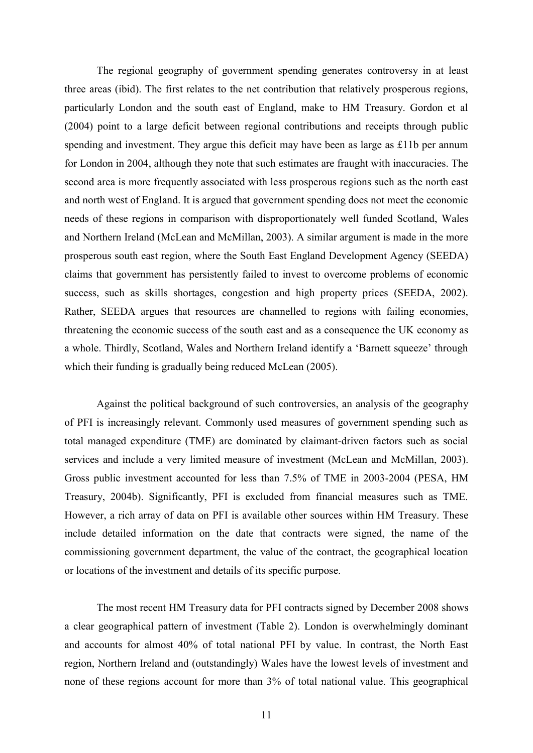The regional geography of government spending generates controversy in at least three areas (ibid). The first relates to the net contribution that relatively prosperous regions, particularly London and the south east of England, make to HM Treasury. Gordon et al (2004) point to a large deficit between regional contributions and receipts through public spending and investment. They argue this deficit may have been as large as £11b per annum for London in 2004, although they note that such estimates are fraught with inaccuracies. The second area is more frequently associated with less prosperous regions such as the north east and north west of England. It is argued that government spending does not meet the economic needs of these regions in comparison with disproportionately well funded Scotland, Wales and Northern Ireland (McLean and McMillan, 2003). A similar argument is made in the more prosperous south east region, where the South East England Development Agency (SEEDA) claims that government has persistently failed to invest to overcome problems of economic success, such as skills shortages, congestion and high property prices (SEEDA, 2002). Rather, SEEDA argues that resources are channelled to regions with failing economies, threatening the economic success of the south east and as a consequence the UK economy as a whole. Thirdly, Scotland, Wales and Northern Ireland identify a 'Barnett squeeze' through which their funding is gradually being reduced McLean (2005).

Against the political background of such controversies, an analysis of the geography of PFI is increasingly relevant. Commonly used measures of government spending such as total managed expenditure (TME) are dominated by claimant-driven factors such as social services and include a very limited measure of investment (McLean and McMillan, 2003). Gross public investment accounted for less than 7.5% of TME in 2003-2004 (PESA, HM Treasury, 2004b). Significantly, PFI is excluded from financial measures such as TME. However, a rich array of data on PFI is available other sources within HM Treasury. These include detailed information on the date that contracts were signed, the name of the commissioning government department, the value of the contract, the geographical location or locations of the investment and details of its specific purpose.

The most recent HM Treasury data for PFI contracts signed by December 2008 shows a clear geographical pattern of investment (Table 2). London is overwhelmingly dominant and accounts for almost 40% of total national PFI by value. In contrast, the North East region, Northern Ireland and (outstandingly) Wales have the lowest levels of investment and none of these regions account for more than 3% of total national value. This geographical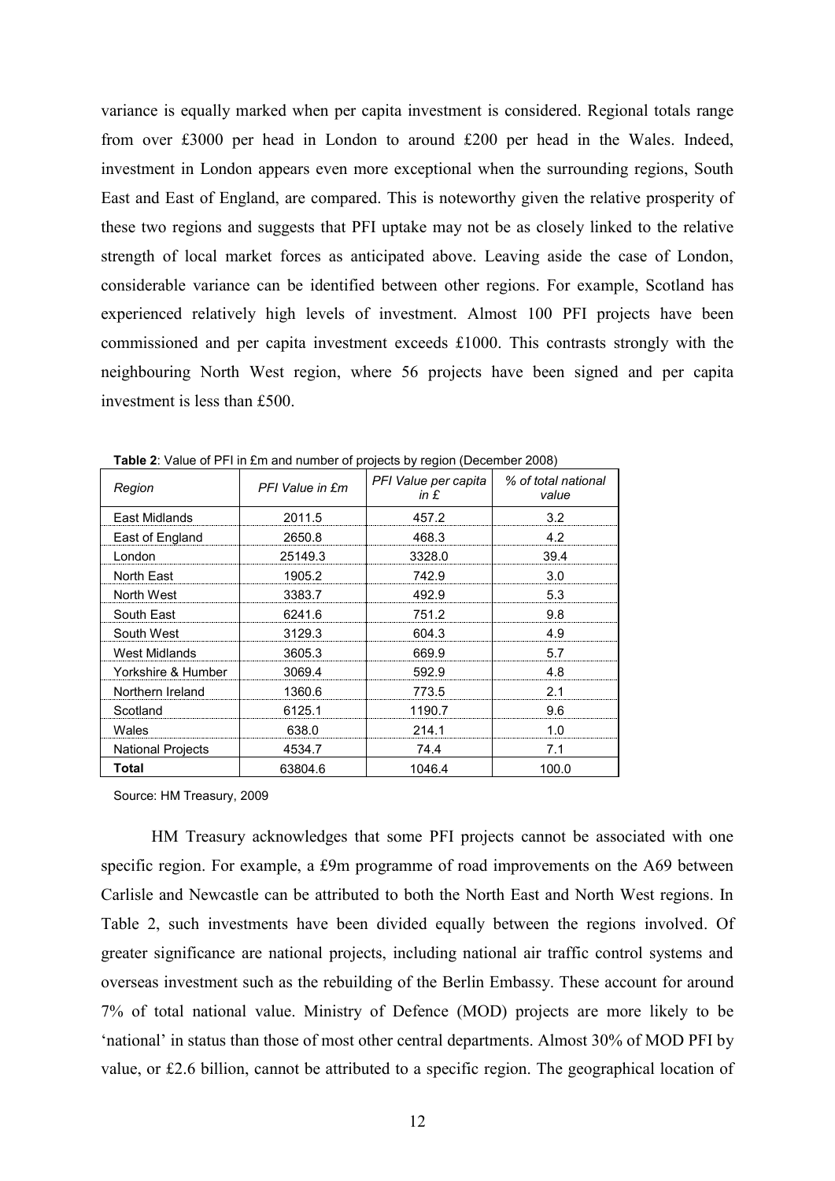variance is equally marked when per capita investment is considered. Regional totals range from over £3000 per head in London to around £200 per head in the Wales. Indeed, investment in London appears even more exceptional when the surrounding regions, South East and East of England, are compared. This is noteworthy given the relative prosperity of these two regions and suggests that PFI uptake may not be as closely linked to the relative strength of local market forces as anticipated above. Leaving aside the case of London, considerable variance can be identified between other regions. For example, Scotland has experienced relatively high levels of investment. Almost 100 PFI projects have been commissioned and per capita investment exceeds £1000. This contrasts strongly with the neighbouring North West region, where 56 projects have been signed and per capita investment is less than £500.

**Table 2**: Value of PFI in £m and number of projects by region (December 2008)

| *Region* | *PFI Value in £m* | *PFI Value per capita in £* | *% of total national value* |
|---|---|---|---|
| East Midlands | 2011.5 | 457.2 | 3.2 |
| East of England | 2650.8 | 468.3 | 4.2 |
| London | 25149.3 | 3328.0 | 39.4 |
| North East | 1905.2 | 742.9 | 3.0 |
| North West | 3383.7 | 492.9 | 5.3 |
| South East | 6241.6 | 751.2 | 9.8 |
| South West | 3129.3 | 604.3 | 4.9 |
| West Midlands | 3605.3 | 669.9 | 5.7 |
| Yorkshire & Humber | 3069.4 | 592.9 | 4.8 |
| Northern Ireland | 1360.6 | 773.5 | 2.1 |
| Scotland | 6125.1 | 1190.7 | 9.6 |
| Wales | 638.0 | 214.1 | 1.0 |
| National Projects | 4534.7 | 74.4 | 7.1 |
| **Total** | 63804.6 | 1046.4 | 100.0 |

Source: HM Treasury, 2009

HM Treasury acknowledges that some PFI projects cannot be associated with one specific region. For example, a £9m programme of road improvements on the A69 between Carlisle and Newcastle can be attributed to both the North East and North West regions. In Table 2, such investments have been divided equally between the regions involved. Of greater significance are national projects, including national air traffic control systems and overseas investment such as the rebuilding of the Berlin Embassy. These account for around 7% of total national value. Ministry of Defence (MOD) projects are more likely to be 'national' in status than those of most other central departments. Almost 30% of MOD PFI by value, or £2.6 billion, cannot be attributed to a specific region. The geographical location of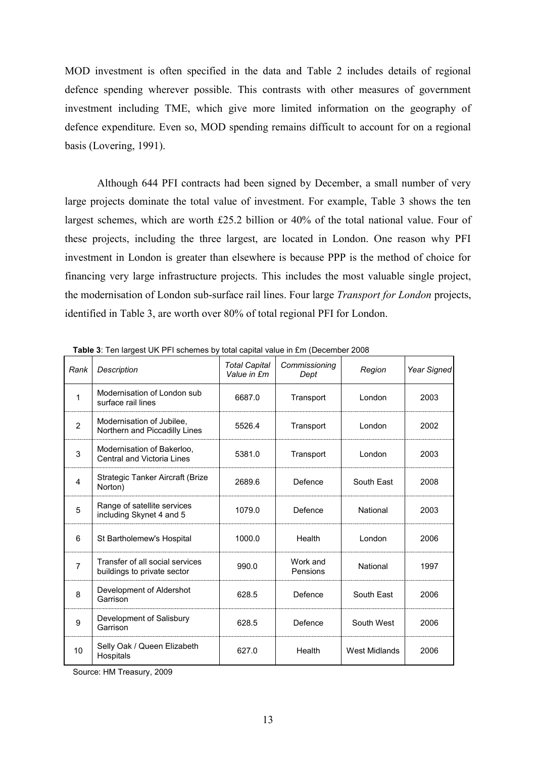MOD investment is often specified in the data and Table 2 includes details of regional defence spending wherever possible. This contrasts with other measures of government investment including TME, which give more limited information on the geography of defence expenditure. Even so, MOD spending remains difficult to account for on a regional basis (Lovering, 1991).

Although 644 PFI contracts had been signed by December, a small number of very large projects dominate the total value of investment. For example, Table 3 shows the ten largest schemes, which are worth £25.2 billion or 40% of the total national value. Four of these projects, including the three largest, are located in London. One reason why PFI investment in London is greater than elsewhere is because PPP is the method of choice for financing very large infrastructure projects. This includes the most valuable single project, the modernisation of London sub-surface rail lines. Four large *Transport for London* projects, identified in Table 3, are worth over 80% of total regional PFI for London.

**Table 3**: Ten largest UK PFI schemes by total capital value in £m (December 2008

| *Rank* | *Description* | *Total Capital Value in £m* | *Commissioning Dept* | *Region* | *Year Signed* |
|---|---|---|---|---|---|
| 1 | Modernisation of London sub surface rail lines | 6687.0 | Transport | London | 2003 |
| 2 | Modernisation of Jubilee, Northern and Piccadilly Lines | 5526.4 | Transport | London | 2002 |
| 3 | Modernisation of Bakerloo, Central and Victoria Lines | 5381.0 | Transport | London | 2003 |
| 4 | Strategic Tanker Aircraft (Brize Norton) | 2689.6 | Defence | South East | 2008 |
| 5 | Range of satellite services including Skynet 4 and 5 | 1079.0 | Defence | National | 2003 |
| 6 | St Bartholemew's Hospital | 1000.0 | Health | London | 2006 |
| 7 | Transfer of all social services buildings to private sector | 990.0 | Work and Pensions | National | 1997 |
| 8 | Development of Aldershot Garrison | 628.5 | Defence | South East | 2006 |
| 9 | Development of Salisbury Garrison | 628.5 | Defence | South West | 2006 |
| 10 | Selly Oak / Queen Elizabeth Hospitals | 627.0 | Health | West Midlands | 2006 |

Source: HM Treasury, 2009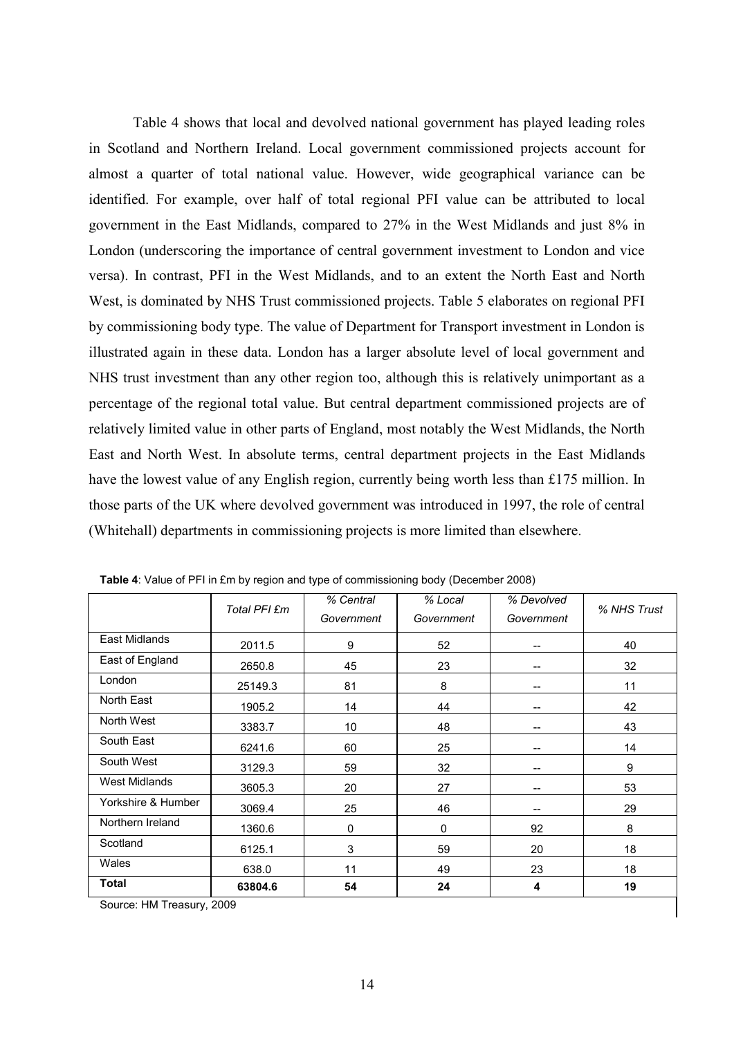Table 4 shows that local and devolved national government has played leading roles in Scotland and Northern Ireland. Local government commissioned projects account for almost a quarter of total national value. However, wide geographical variance can be identified. For example, over half of total regional PFI value can be attributed to local government in the East Midlands, compared to 27% in the West Midlands and just 8% in London (underscoring the importance of central government investment to London and vice versa). In contrast, PFI in the West Midlands, and to an extent the North East and North West, is dominated by NHS Trust commissioned projects. Table 5 elaborates on regional PFI by commissioning body type. The value of Department for Transport investment in London is illustrated again in these data. London has a larger absolute level of local government and NHS trust investment than any other region too, although this is relatively unimportant as a percentage of the regional total value. But central department commissioned projects are of relatively limited value in other parts of England, most notably the West Midlands, the North East and North West. In absolute terms, central department projects in the East Midlands have the lowest value of any English region, currently being worth less than £175 million. In those parts of the UK where devolved government was introduced in 1997, the role of central (Whitehall) departments in commissioning projects is more limited than elsewhere.

**Table 4**: Value of PFI in £m by region and type of commissioning body (December 2008)

| | *Total PFI £m* | *% Central Government* | *% Local Government* | *% Devolved Government* | *% NHS Trust* |
|---|---|---|---|---|---|
| East Midlands | 2011.5 | 9 | 52 | -- | 40 |
| East of England | 2650.8 | 45 | 23 | -- | 32 |
| London | 25149.3 | 81 | 8 | -- | 11 |
| North East | 1905.2 | 14 | 44 | -- | 42 |
| North West | 3383.7 | 10 | 48 | -- | 43 |
| South East | 6241.6 | 60 | 25 | -- | 14 |
| South West | 3129.3 | 59 | 32 | -- | 9 |
| West Midlands | 3605.3 | 20 | 27 | -- | 53 |
| Yorkshire & Humber | 3069.4 | 25 | 46 | -- | 29 |
| Northern Ireland | 1360.6 | 0 | 0 | 92 | 8 |
| Scotland | 6125.1 | 3 | 59 | 20 | 18 |
| Wales | 638.0 | 11 | 49 | 23 | 18 |
| **Total** | **63804.6** | **54** | **24** | **4** | **19** |

Source: HM Treasury, 2009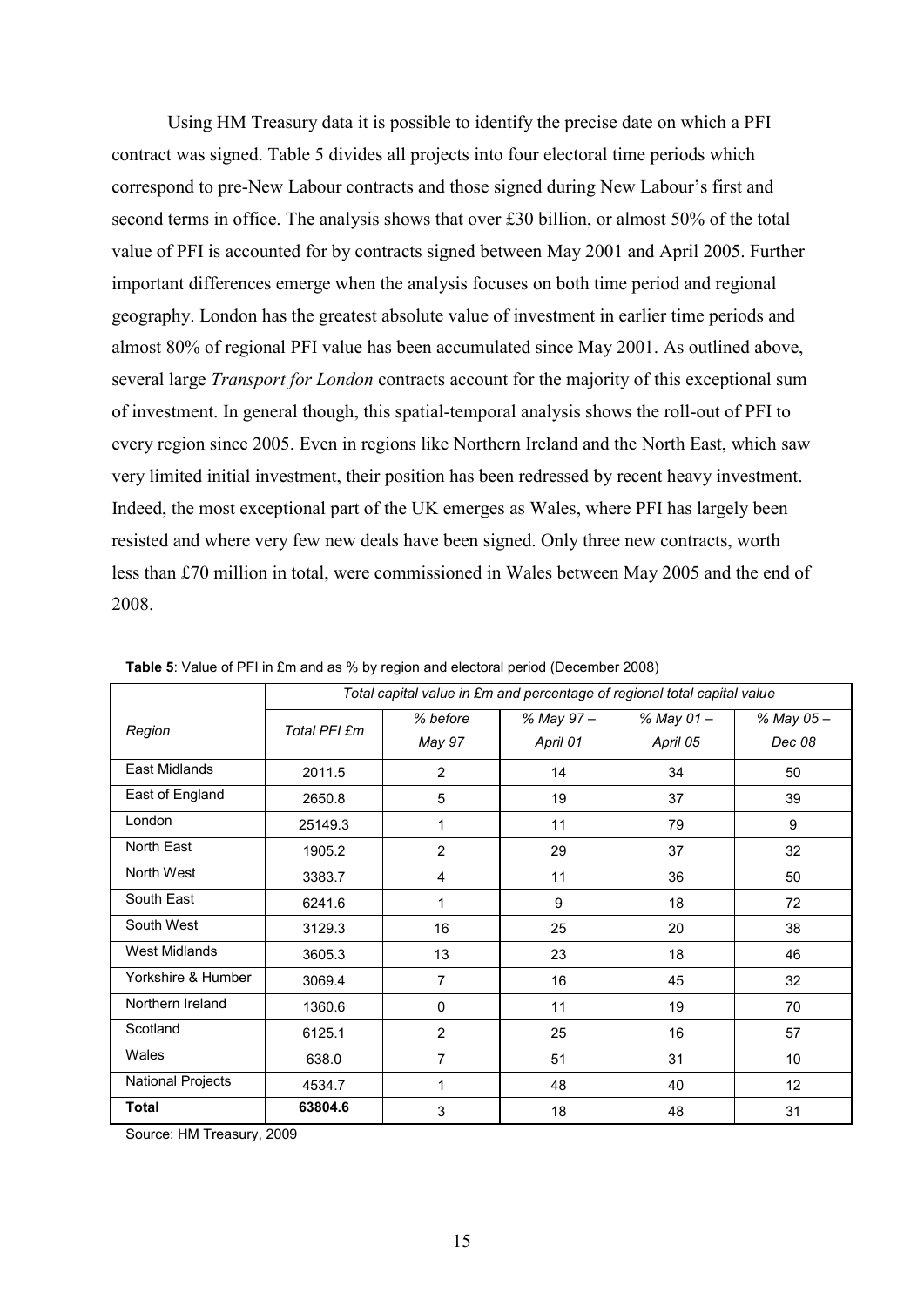Using HM Treasury data it is possible to identify the precise date on which a PFI contract was signed. Table 5 divides all projects into four electoral time periods which correspond to pre-New Labour contracts and those signed during New Labour's first and second terms in office. The analysis shows that over £30 billion, or almost 50% of the total value of PFI is accounted for by contracts signed between May 2001 and April 2005. Further important differences emerge when the analysis focuses on both time period and regional geography. London has the greatest absolute value of investment in earlier time periods and almost 80% of regional PFI value has been accumulated since May 2001. As outlined above, several large *Transport for London* contracts account for the majority of this exceptional sum of investment. In general though, this spatial-temporal analysis shows the roll-out of PFI to every region since 2005. Even in regions like Northern Ireland and the North East, which saw very limited initial investment, their position has been redressed by recent heavy investment. Indeed, the most exceptional part of the UK emerges as Wales, where PFI has largely been resisted and where very few new deals have been signed. Only three new contracts, worth less than £70 million in total, were commissioned in Wales between May 2005 and the end of 2008.

**Table 5**: Value of PFI in £m and as % by region and electoral period (December 2008)

| | *Total capital value in £m and percentage of regional total capital value* | | | | |
|---|---|---|---|---|---|
| *Region* | *Total PFI £m* | *% before May 97* | *% May 97 – April 01* | *% May 01 – April 05* | *% May 05 – Dec 08* |
| East Midlands | 2011.5 | 2 | 14 | 34 | 50 |
| East of England | 2650.8 | 5 | 19 | 37 | 39 |
| London | 25149.3 | 1 | 11 | 79 | 9 |
| North East | 1905.2 | 2 | 29 | 37 | 32 |
| North West | 3383.7 | 4 | 11 | 36 | 50 |
| South East | 6241.6 | 1 | 9 | 18 | 72 |
| South West | 3129.3 | 16 | 25 | 20 | 38 |
| West Midlands | 3605.3 | 13 | 23 | 18 | 46 |
| Yorkshire & Humber | 3069.4 | 7 | 16 | 45 | 32 |
| Northern Ireland | 1360.6 | 0 | 11 | 19 | 70 |
| Scotland | 6125.1 | 2 | 25 | 16 | 57 |
| Wales | 638.0 | 7 | 51 | 31 | 10 |
| National Projects | 4534.7 | 1 | 48 | 40 | 12 |
| **Total** | **63804.6** | 3 | 18 | 48 | 31 |

Source: HM Treasury, 2009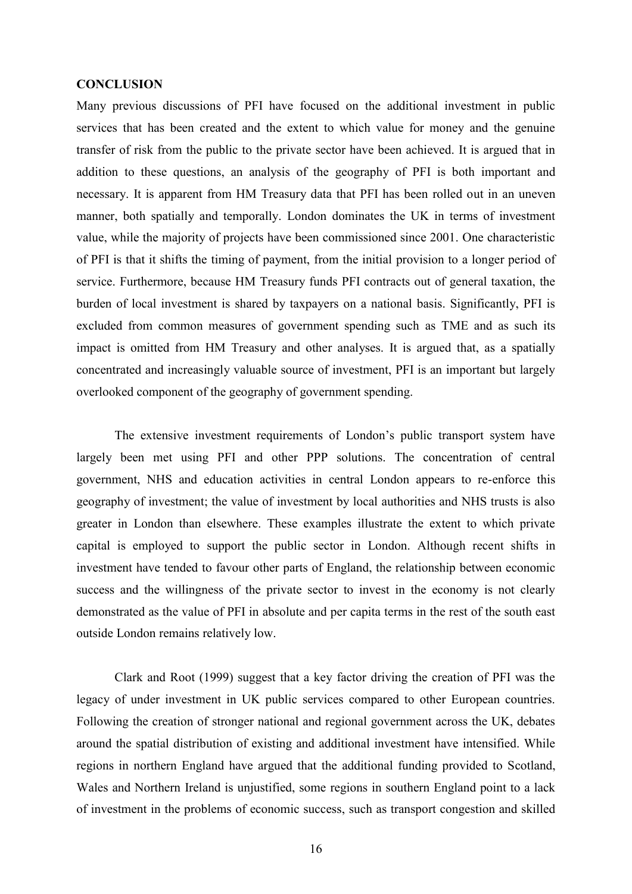## CONCLUSION

Many previous discussions of PFI have focused on the additional investment in public services that has been created and the extent to which value for money and the genuine transfer of risk from the public to the private sector have been achieved. It is argued that in addition to these questions, an analysis of the geography of PFI is both important and necessary. It is apparent from HM Treasury data that PFI has been rolled out in an uneven manner, both spatially and temporally. London dominates the UK in terms of investment value, while the majority of projects have been commissioned since 2001. One characteristic of PFI is that it shifts the timing of payment, from the initial provision to a longer period of service. Furthermore, because HM Treasury funds PFI contracts out of general taxation, the burden of local investment is shared by taxpayers on a national basis. Significantly, PFI is excluded from common measures of government spending such as TME and as such its impact is omitted from HM Treasury and other analyses. It is argued that, as a spatially concentrated and increasingly valuable source of investment, PFI is an important but largely overlooked component of the geography of government spending.

The extensive investment requirements of London's public transport system have largely been met using PFI and other PPP solutions. The concentration of central government, NHS and education activities in central London appears to re-enforce this geography of investment; the value of investment by local authorities and NHS trusts is also greater in London than elsewhere. These examples illustrate the extent to which private capital is employed to support the public sector in London. Although recent shifts in investment have tended to favour other parts of England, the relationship between economic success and the willingness of the private sector to invest in the economy is not clearly demonstrated as the value of PFI in absolute and per capita terms in the rest of the south east outside London remains relatively low.

Clark and Root (1999) suggest that a key factor driving the creation of PFI was the legacy of under investment in UK public services compared to other European countries. Following the creation of stronger national and regional government across the UK, debates around the spatial distribution of existing and additional investment have intensified. While regions in northern England have argued that the additional funding provided to Scotland, Wales and Northern Ireland is unjustified, some regions in southern England point to a lack of investment in the problems of economic success, such as transport congestion and skilled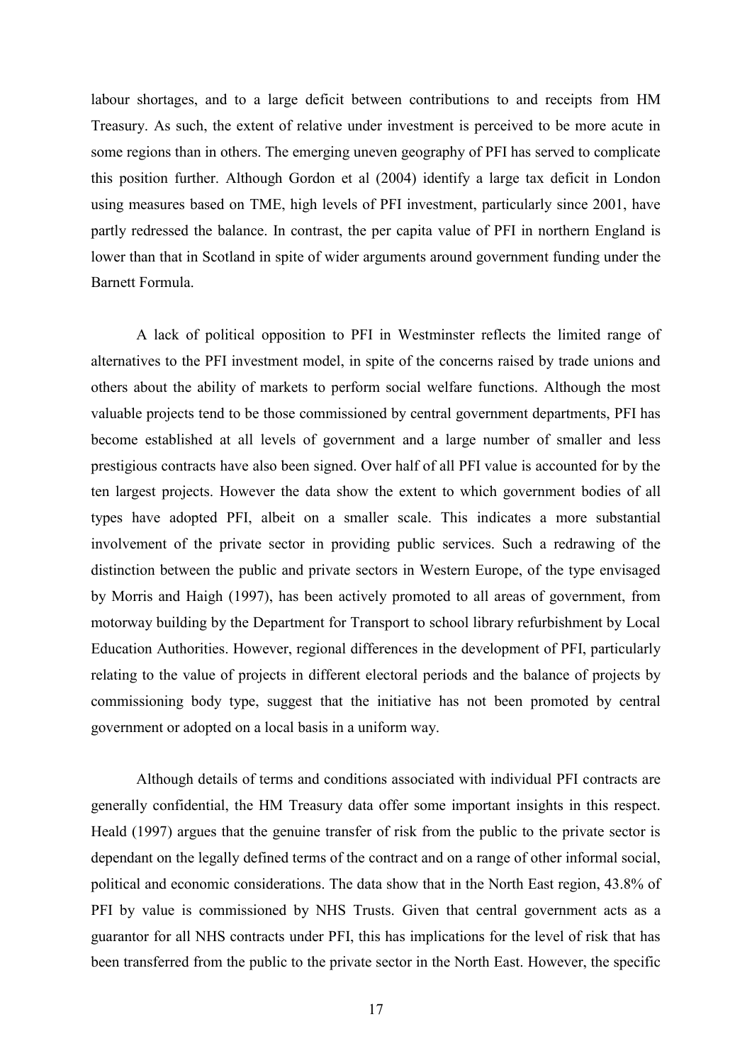labour shortages, and to a large deficit between contributions to and receipts from HM Treasury. As such, the extent of relative under investment is perceived to be more acute in some regions than in others. The emerging uneven geography of PFI has served to complicate this position further. Although Gordon et al (2004) identify a large tax deficit in London using measures based on TME, high levels of PFI investment, particularly since 2001, have partly redressed the balance. In contrast, the per capita value of PFI in northern England is lower than that in Scotland in spite of wider arguments around government funding under the Barnett Formula.

A lack of political opposition to PFI in Westminster reflects the limited range of alternatives to the PFI investment model, in spite of the concerns raised by trade unions and others about the ability of markets to perform social welfare functions. Although the most valuable projects tend to be those commissioned by central government departments, PFI has become established at all levels of government and a large number of smaller and less prestigious contracts have also been signed. Over half of all PFI value is accounted for by the ten largest projects. However the data show the extent to which government bodies of all types have adopted PFI, albeit on a smaller scale. This indicates a more substantial involvement of the private sector in providing public services. Such a redrawing of the distinction between the public and private sectors in Western Europe, of the type envisaged by Morris and Haigh (1997), has been actively promoted to all areas of government, from motorway building by the Department for Transport to school library refurbishment by Local Education Authorities. However, regional differences in the development of PFI, particularly relating to the value of projects in different electoral periods and the balance of projects by commissioning body type, suggest that the initiative has not been promoted by central government or adopted on a local basis in a uniform way.

Although details of terms and conditions associated with individual PFI contracts are generally confidential, the HM Treasury data offer some important insights in this respect. Heald (1997) argues that the genuine transfer of risk from the public to the private sector is dependant on the legally defined terms of the contract and on a range of other informal social, political and economic considerations. The data show that in the North East region, 43.8% of PFI by value is commissioned by NHS Trusts. Given that central government acts as a guarantor for all NHS contracts under PFI, this has implications for the level of risk that has been transferred from the public to the private sector in the North East. However, the specific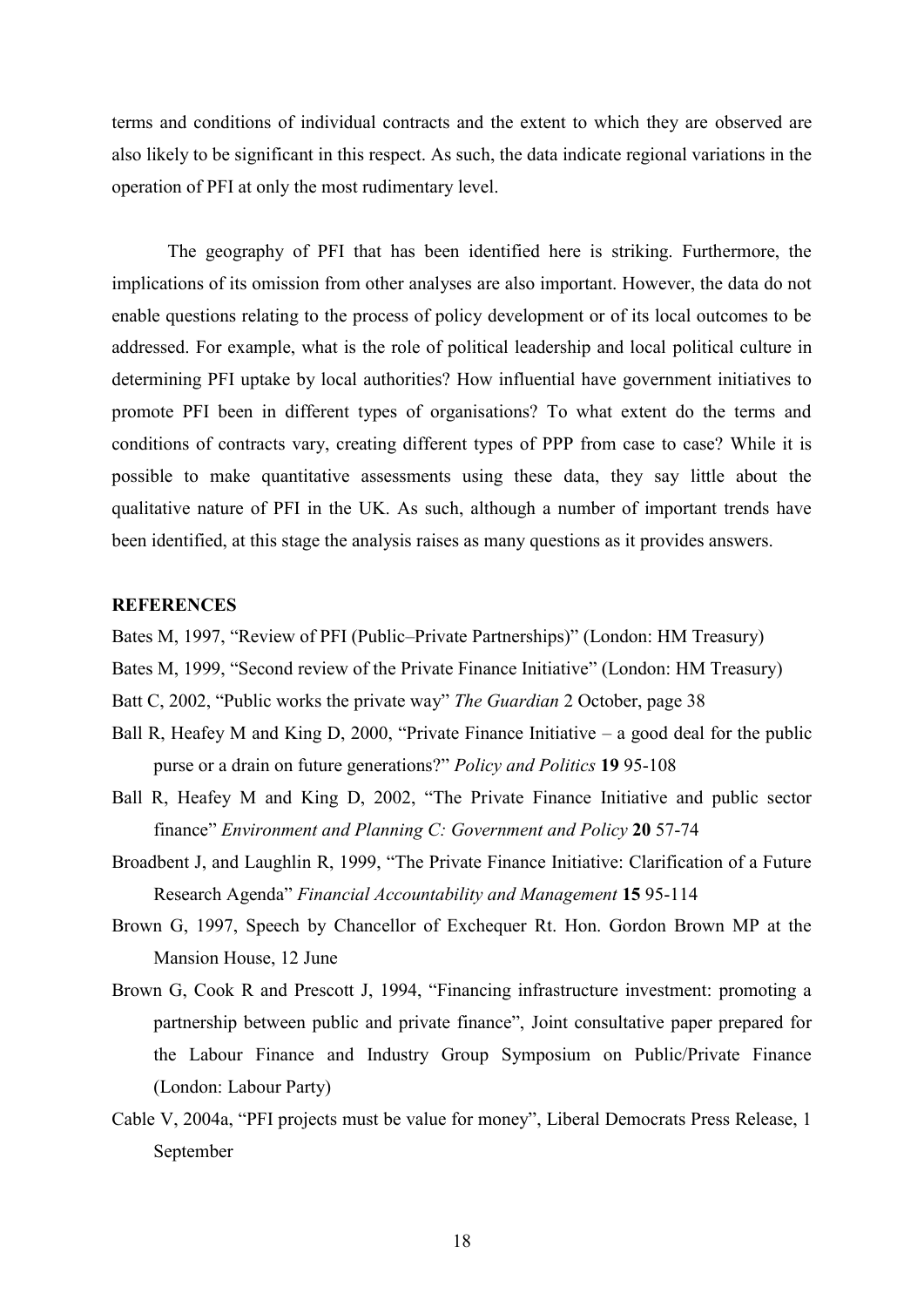terms and conditions of individual contracts and the extent to which they are observed are also likely to be significant in this respect. As such, the data indicate regional variations in the operation of PFI at only the most rudimentary level.

The geography of PFI that has been identified here is striking. Furthermore, the implications of its omission from other analyses are also important. However, the data do not enable questions relating to the process of policy development or of its local outcomes to be addressed. For example, what is the role of political leadership and local political culture in determining PFI uptake by local authorities? How influential have government initiatives to promote PFI been in different types of organisations? To what extent do the terms and conditions of contracts vary, creating different types of PPP from case to case? While it is possible to make quantitative assessments using these data, they say little about the qualitative nature of PFI in the UK. As such, although a number of important trends have been identified, at this stage the analysis raises as many questions as it provides answers.

**REFERENCES**

Bates M, 1997, "Review of PFI (Public–Private Partnerships)" (London: HM Treasury)

Bates M, 1999, "Second review of the Private Finance Initiative" (London: HM Treasury)

Batt C, 2002, "Public works the private way" *The Guardian* 2 October, page 38

Ball R, Heafey M and King D, 2000, "Private Finance Initiative – a good deal for the public purse or a drain on future generations?" *Policy and Politics* **19** 95-108

Ball R, Heafey M and King D, 2002, "The Private Finance Initiative and public sector finance" *Environment and Planning C: Government and Policy* **20** 57-74

Broadbent J, and Laughlin R, 1999, "The Private Finance Initiative: Clarification of a Future Research Agenda" *Financial Accountability and Management* **15** 95-114

Brown G, 1997, Speech by Chancellor of Exchequer Rt. Hon. Gordon Brown MP at the Mansion House, 12 June

Brown G, Cook R and Prescott J, 1994, "Financing infrastructure investment: promoting a partnership between public and private finance", Joint consultative paper prepared for the Labour Finance and Industry Group Symposium on Public/Private Finance (London: Labour Party)

Cable V, 2004a, "PFI projects must be value for money", Liberal Democrats Press Release, 1 September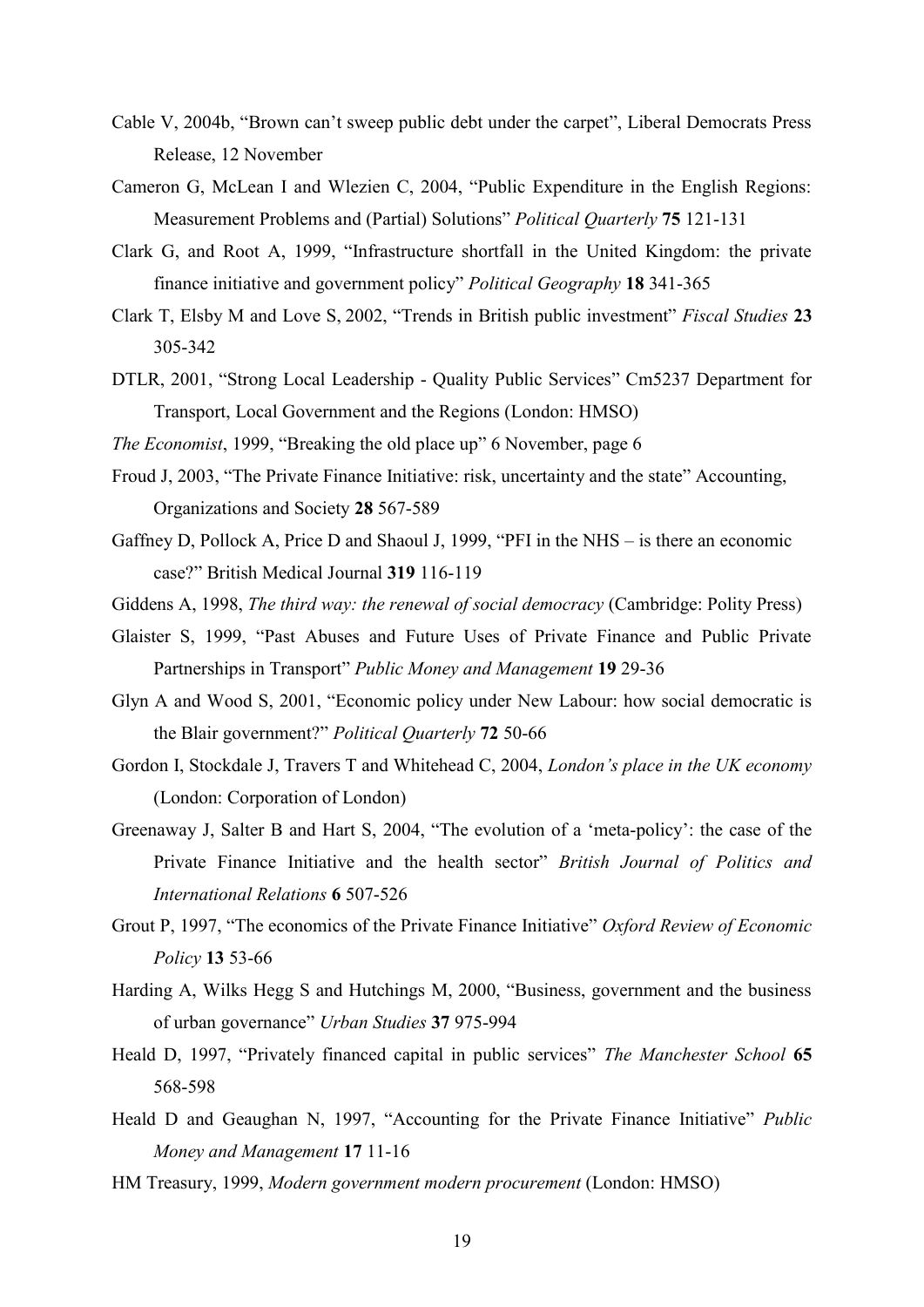Cable V, 2004b, "Brown can't sweep public debt under the carpet", Liberal Democrats Press Release, 12 November

Cameron G, McLean I and Wlezien C, 2004, "Public Expenditure in the English Regions: Measurement Problems and (Partial) Solutions" *Political Quarterly* **75** 121-131

Clark G, and Root A, 1999, "Infrastructure shortfall in the United Kingdom: the private finance initiative and government policy" *Political Geography* **18** 341-365

Clark T, Elsby M and Love S, 2002, "Trends in British public investment" *Fiscal Studies* **23** 305-342

DTLR, 2001, "Strong Local Leadership - Quality Public Services" Cm5237 Department for Transport, Local Government and the Regions (London: HMSO)

*The Economist*, 1999, "Breaking the old place up" 6 November, page 6

Froud J, 2003, "The Private Finance Initiative: risk, uncertainty and the state" Accounting, Organizations and Society **28** 567-589

Gaffney D, Pollock A, Price D and Shaoul J, 1999, "PFI in the NHS – is there an economic case?" British Medical Journal **319** 116-119

Giddens A, 1998, *The third way: the renewal of social democracy* (Cambridge: Polity Press)

Glaister S, 1999, "Past Abuses and Future Uses of Private Finance and Public Private Partnerships in Transport" *Public Money and Management* **19** 29-36

Glyn A and Wood S, 2001, "Economic policy under New Labour: how social democratic is the Blair government?" *Political Quarterly* **72** 50-66

Gordon I, Stockdale J, Travers T and Whitehead C, 2004, *London's place in the UK economy* (London: Corporation of London)

Greenaway J, Salter B and Hart S, 2004, "The evolution of a 'meta-policy': the case of the Private Finance Initiative and the health sector" *British Journal of Politics and International Relations* **6** 507-526

Grout P, 1997, "The economics of the Private Finance Initiative" *Oxford Review of Economic Policy* **13** 53-66

Harding A, Wilks Hegg S and Hutchings M, 2000, "Business, government and the business of urban governance" *Urban Studies* **37** 975-994

Heald D, 1997, "Privately financed capital in public services" *The Manchester School* **65** 568-598

Heald D and Geaughan N, 1997, "Accounting for the Private Finance Initiative" *Public Money and Management* **17** 11-16

HM Treasury, 1999, *Modern government modern procurement* (London: HMSO)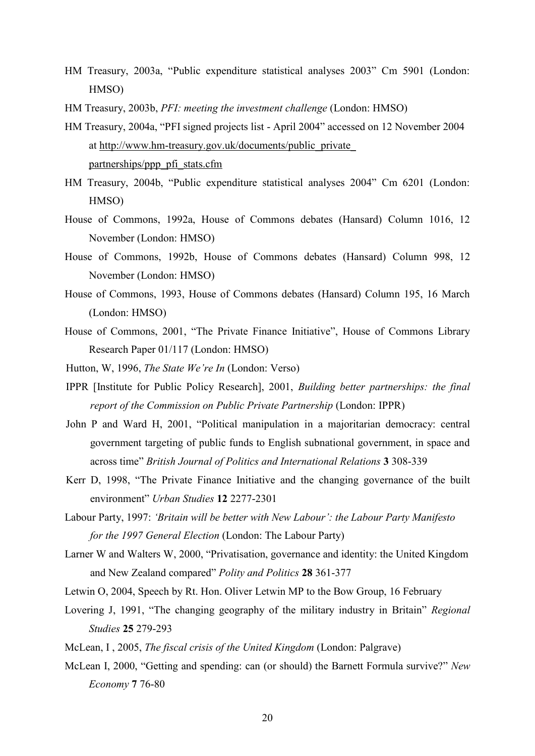HM Treasury, 2003a, "Public expenditure statistical analyses 2003" Cm 5901 (London: HMSO)

HM Treasury, 2003b, *PFI: meeting the investment challenge* (London: HMSO)

HM Treasury, 2004a, "PFI signed projects list - April 2004" accessed on 12 November 2004 at http://www.hm-treasury.gov.uk/documents/public_private_ partnerships/ppp_pfi_stats.cfm

HM Treasury, 2004b, "Public expenditure statistical analyses 2004" Cm 6201 (London: HMSO)

House of Commons, 1992a, House of Commons debates (Hansard) Column 1016, 12 November (London: HMSO)

House of Commons, 1992b, House of Commons debates (Hansard) Column 998, 12 November (London: HMSO)

House of Commons, 1993, House of Commons debates (Hansard) Column 195, 16 March (London: HMSO)

House of Commons, 2001, "The Private Finance Initiative", House of Commons Library Research Paper 01/117 (London: HMSO)

Hutton, W, 1996, *The State We're In* (London: Verso)

IPPR [Institute for Public Policy Research], 2001, *Building better partnerships: the final report of the Commission on Public Private Partnership* (London: IPPR)

John P and Ward H, 2001, "Political manipulation in a majoritarian democracy: central government targeting of public funds to English subnational government, in space and across time" *British Journal of Politics and International Relations* **3** 308-339

Kerr D, 1998, "The Private Finance Initiative and the changing governance of the built environment" *Urban Studies* **12** 2277-2301

Labour Party, 1997: *'Britain will be better with New Labour': the Labour Party Manifesto for the 1997 General Election* (London: The Labour Party)

Larner W and Walters W, 2000, "Privatisation, governance and identity: the United Kingdom and New Zealand compared" *Polity and Politics* **28** 361-377

Letwin O, 2004, Speech by Rt. Hon. Oliver Letwin MP to the Bow Group, 16 February

Lovering J, 1991, "The changing geography of the military industry in Britain" *Regional Studies* **25** 279-293

McLean, I , 2005, *The fiscal crisis of the United Kingdom* (London: Palgrave)

McLean I, 2000, "Getting and spending: can (or should) the Barnett Formula survive?" *New Economy* **7** 76-80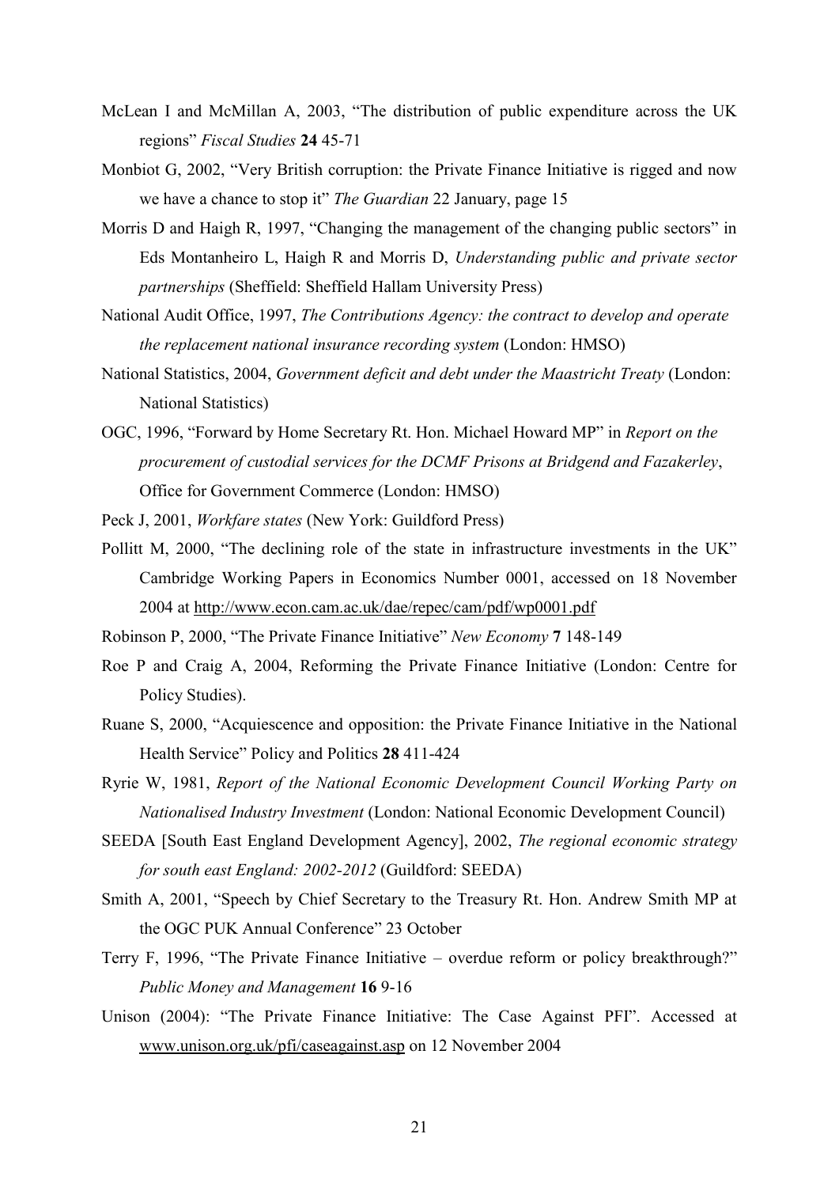McLean I and McMillan A, 2003, "The distribution of public expenditure across the UK regions" *Fiscal Studies* **24** 45-71

Monbiot G, 2002, "Very British corruption: the Private Finance Initiative is rigged and now we have a chance to stop it" *The Guardian* 22 January, page 15

Morris D and Haigh R, 1997, "Changing the management of the changing public sectors" in Eds Montanheiro L, Haigh R and Morris D, *Understanding public and private sector partnerships* (Sheffield: Sheffield Hallam University Press)

National Audit Office, 1997, *The Contributions Agency: the contract to develop and operate the replacement national insurance recording system* (London: HMSO)

National Statistics, 2004, *Government deficit and debt under the Maastricht Treaty* (London: National Statistics)

OGC, 1996, "Forward by Home Secretary Rt. Hon. Michael Howard MP" in *Report on the procurement of custodial services for the DCMF Prisons at Bridgend and Fazakerley*, Office for Government Commerce (London: HMSO)

Peck J, 2001, *Workfare states* (New York: Guildford Press)

Pollitt M, 2000, "The declining role of the state in infrastructure investments in the UK" Cambridge Working Papers in Economics Number 0001, accessed on 18 November 2004 at http://www.econ.cam.ac.uk/dae/repec/cam/pdf/wp0001.pdf

Robinson P, 2000, "The Private Finance Initiative" *New Economy* **7** 148-149

Roe P and Craig A, 2004, Reforming the Private Finance Initiative (London: Centre for Policy Studies).

Ruane S, 2000, "Acquiescence and opposition: the Private Finance Initiative in the National Health Service" Policy and Politics **28** 411-424

Ryrie W, 1981, *Report of the National Economic Development Council Working Party on Nationalised Industry Investment* (London: National Economic Development Council)

SEEDA [South East England Development Agency], 2002, *The regional economic strategy for south east England: 2002-2012* (Guildford: SEEDA)

Smith A, 2001, "Speech by Chief Secretary to the Treasury Rt. Hon. Andrew Smith MP at the OGC PUK Annual Conference" 23 October

Terry F, 1996, "The Private Finance Initiative – overdue reform or policy breakthrough?" *Public Money and Management* **16** 9-16

Unison (2004): "The Private Finance Initiative: The Case Against PFI". Accessed at www.unison.org.uk/pfi/caseagainst.asp on 12 November 2004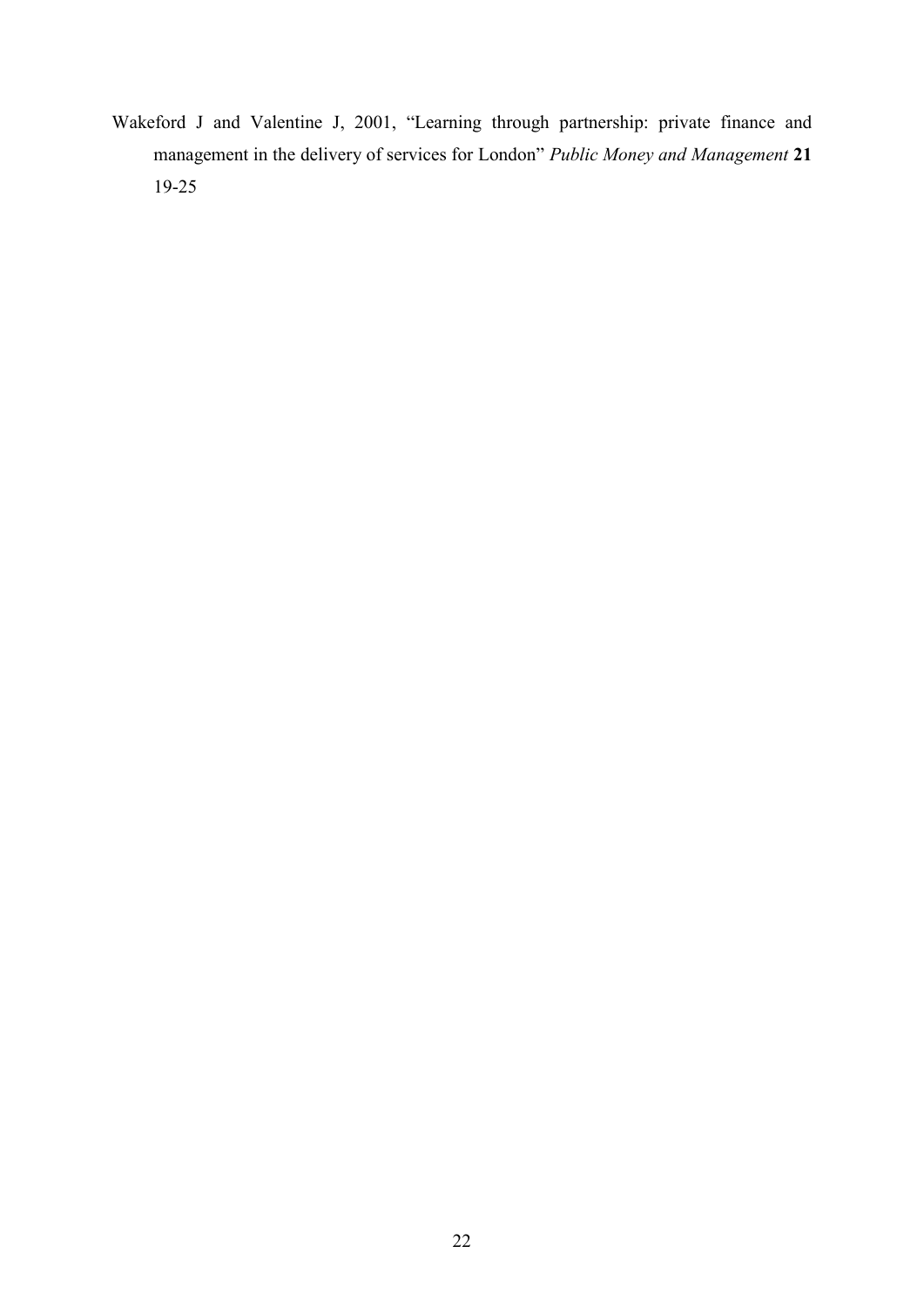Wakeford J and Valentine J, 2001, "Learning through partnership: private finance and management in the delivery of services for London" *Public Money and Management* **21** 19-25